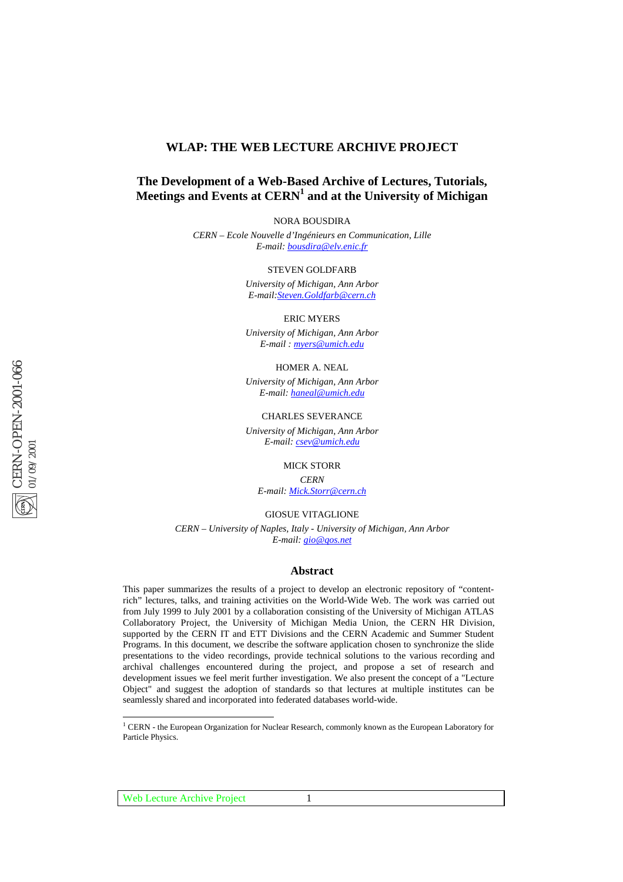# WLAP: THE WEB LECTURE ARCHIVE PROJECT

## The Development of a Web-Based Archive of Lectures, Tutorials, Meetings and Events at CERN[1] and at the University of Michigan

NORA BOUSDIRA

*CERN – Ecole Nouvelle d'Ingénieurs en Communication, Lille*
*E-mail: bousdira@elv.enic.fr*

STEVEN GOLDFARB

*University of Michigan, Ann Arbor*
*E-mail:Steven.Goldfarb@cern.ch*

ERIC MYERS

*University of Michigan, Ann Arbor*
*E-mail : myers@umich.edu*

HOMER A. NEAL

*University of Michigan, Ann Arbor*
*E-mail: haneal@umich.edu*

CHARLES SEVERANCE

*University of Michigan, Ann Arbor*
*E-mail: csev@umich.edu*

MICK STORR

*CERN*
*E-mail: Mick.Storr@cern.ch*

GIOSUE VITAGLIONE

*CERN – University of Naples, Italy - University of Michigan, Ann Arbor*
*E-mail: gio@qos.net*

CERN-OPEN-2001-066
01/09/2001

### Abstract

This paper summarizes the results of a project to develop an electronic repository of "content-rich" lectures, talks, and training activities on the World-Wide Web. The work was carried out from July 1999 to July 2001 by a collaboration consisting of the University of Michigan ATLAS Collaboratory Project, the University of Michigan Media Union, the CERN HR Division, supported by the CERN IT and ETT Divisions and the CERN Academic and Summer Student Programs. In this document, we describe the software application chosen to synchronize the slide presentations to the video recordings, provide technical solutions to the various recording and archival challenges encountered during the project, and propose a set of research and development issues we feel merit further investigation. We also present the concept of a "Lecture Object" and suggest the adoption of standards so that lectures at multiple institutes can be seamlessly shared and incorporated into federated databases world-wide.

[1] CERN - the European Organization for Nuclear Research, commonly known as the European Laboratory for Particle Physics.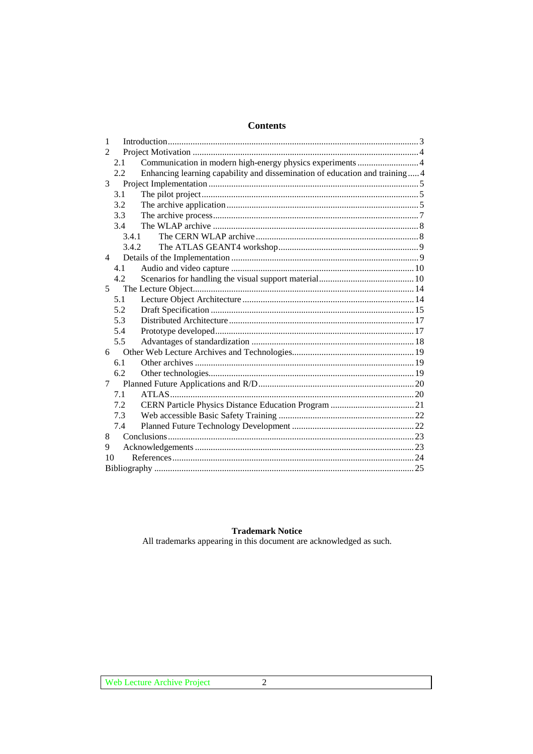# Contents

1 Introduction ... 3
2 Project Motivation ... 4
  2.1 Communication in modern high-energy physics experiments ... 4
  2.2 Enhancing learning capability and dissemination of education and training ... 4
3 Project Implementation ... 5
  3.1 The pilot project ... 5
  3.2 The archive application ... 5
  3.3 The archive process ... 7
  3.4 The WLAP archive ... 8
    3.4.1 The CERN WLAP archive ... 8
    3.4.2 The ATLAS GEANT4 workshop ... 9
4 Details of the Implementation ... 9
  4.1 Audio and video capture ... 10
  4.2 Scenarios for handling the visual support material ... 10
5 The Lecture Object ... 14
  5.1 Lecture Object Architecture ... 14
  5.2 Draft Specification ... 15
  5.3 Distributed Architecture ... 17
  5.4 Prototype developed ... 17
  5.5 Advantages of standardization ... 18
6 Other Web Lecture Archives and Technologies ... 19
  6.1 Other archives ... 19
  6.2 Other technologies ... 19
7 Planned Future Applications and R/D ... 20
  7.1 ATLAS ... 20
  7.2 CERN Particle Physics Distance Education Program ... 21
  7.3 Web accessible Basic Safety Training ... 22
  7.4 Planned Future Technology Development ... 22
8 Conclusions ... 23
9 Acknowledgements ... 23
10 References ... 24
Bibliography ... 25

**Trademark Notice**

All trademarks appearing in this document are acknowledged as such.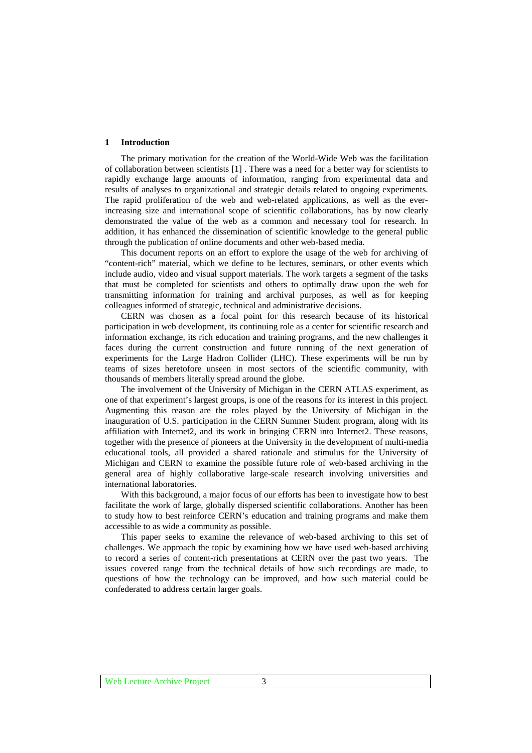## 1 Introduction

The primary motivation for the creation of the World-Wide Web was the facilitation of collaboration between scientists [1] . There was a need for a better way for scientists to rapidly exchange large amounts of information, ranging from experimental data and results of analyses to organizational and strategic details related to ongoing experiments. The rapid proliferation of the web and web-related applications, as well as the ever-increasing size and international scope of scientific collaborations, has by now clearly demonstrated the value of the web as a common and necessary tool for research. In addition, it has enhanced the dissemination of scientific knowledge to the general public through the publication of online documents and other web-based media.

This document reports on an effort to explore the usage of the web for archiving of "content-rich" material, which we define to be lectures, seminars, or other events which include audio, video and visual support materials. The work targets a segment of the tasks that must be completed for scientists and others to optimally draw upon the web for transmitting information for training and archival purposes, as well as for keeping colleagues informed of strategic, technical and administrative decisions.

CERN was chosen as a focal point for this research because of its historical participation in web development, its continuing role as a center for scientific research and information exchange, its rich education and training programs, and the new challenges it faces during the current construction and future running of the next generation of experiments for the Large Hadron Collider (LHC). These experiments will be run by teams of sizes heretofore unseen in most sectors of the scientific community, with thousands of members literally spread around the globe.

The involvement of the University of Michigan in the CERN ATLAS experiment, as one of that experiment's largest groups, is one of the reasons for its interest in this project. Augmenting this reason are the roles played by the University of Michigan in the inauguration of U.S. participation in the CERN Summer Student program, along with its affiliation with Internet2, and its work in bringing CERN into Internet2. These reasons, together with the presence of pioneers at the University in the development of multi-media educational tools, all provided a shared rationale and stimulus for the University of Michigan and CERN to examine the possible future role of web-based archiving in the general area of highly collaborative large-scale research involving universities and international laboratories.

With this background, a major focus of our efforts has been to investigate how to best facilitate the work of large, globally dispersed scientific collaborations. Another has been to study how to best reinforce CERN's education and training programs and make them accessible to as wide a community as possible.

This paper seeks to examine the relevance of web-based archiving to this set of challenges. We approach the topic by examining how we have used web-based archiving to record a series of content-rich presentations at CERN over the past two years. The issues covered range from the technical details of how such recordings are made, to questions of how the technology can be improved, and how such material could be confederated to address certain larger goals.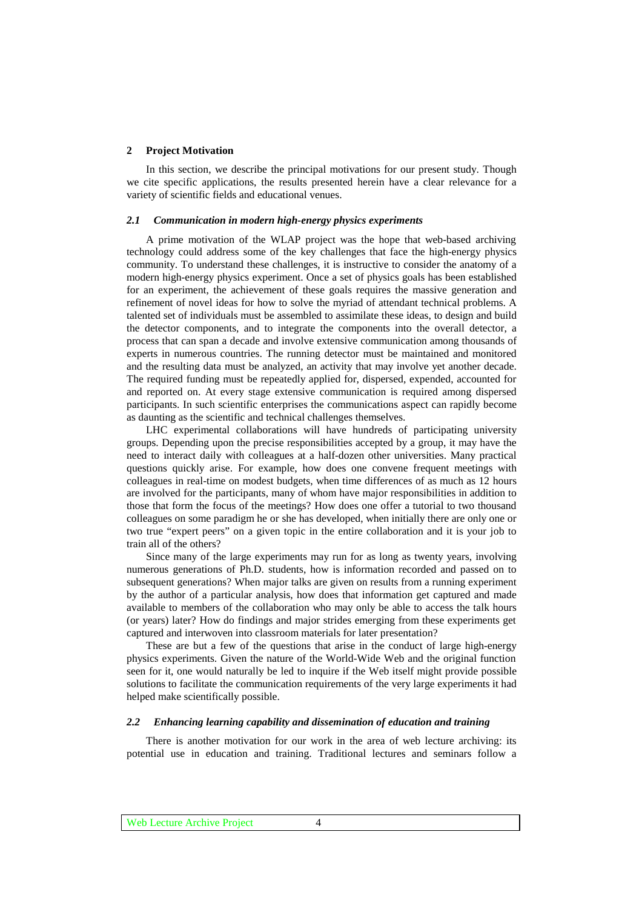## 2 Project Motivation

In this section, we describe the principal motivations for our present study. Though we cite specific applications, the results presented herein have a clear relevance for a variety of scientific fields and educational venues.

### *2.1 Communication in modern high-energy physics experiments*

A prime motivation of the WLAP project was the hope that web-based archiving technology could address some of the key challenges that face the high-energy physics community. To understand these challenges, it is instructive to consider the anatomy of a modern high-energy physics experiment. Once a set of physics goals has been established for an experiment, the achievement of these goals requires the massive generation and refinement of novel ideas for how to solve the myriad of attendant technical problems. A talented set of individuals must be assembled to assimilate these ideas, to design and build the detector components, and to integrate the components into the overall detector, a process that can span a decade and involve extensive communication among thousands of experts in numerous countries. The running detector must be maintained and monitored and the resulting data must be analyzed, an activity that may involve yet another decade. The required funding must be repeatedly applied for, dispersed, expended, accounted for and reported on. At every stage extensive communication is required among dispersed participants. In such scientific enterprises the communications aspect can rapidly become as daunting as the scientific and technical challenges themselves.

LHC experimental collaborations will have hundreds of participating university groups. Depending upon the precise responsibilities accepted by a group, it may have the need to interact daily with colleagues at a half-dozen other universities. Many practical questions quickly arise. For example, how does one convene frequent meetings with colleagues in real-time on modest budgets, when time differences of as much as 12 hours are involved for the participants, many of whom have major responsibilities in addition to those that form the focus of the meetings? How does one offer a tutorial to two thousand colleagues on some paradigm he or she has developed, when initially there are only one or two true "expert peers" on a given topic in the entire collaboration and it is your job to train all of the others?

Since many of the large experiments may run for as long as twenty years, involving numerous generations of Ph.D. students, how is information recorded and passed on to subsequent generations? When major talks are given on results from a running experiment by the author of a particular analysis, how does that information get captured and made available to members of the collaboration who may only be able to access the talk hours (or years) later? How do findings and major strides emerging from these experiments get captured and interwoven into classroom materials for later presentation?

These are but a few of the questions that arise in the conduct of large high-energy physics experiments. Given the nature of the World-Wide Web and the original function seen for it, one would naturally be led to inquire if the Web itself might provide possible solutions to facilitate the communication requirements of the very large experiments it had helped make scientifically possible.

### *2.2 Enhancing learning capability and dissemination of education and training*

There is another motivation for our work in the area of web lecture archiving: its potential use in education and training. Traditional lectures and seminars follow a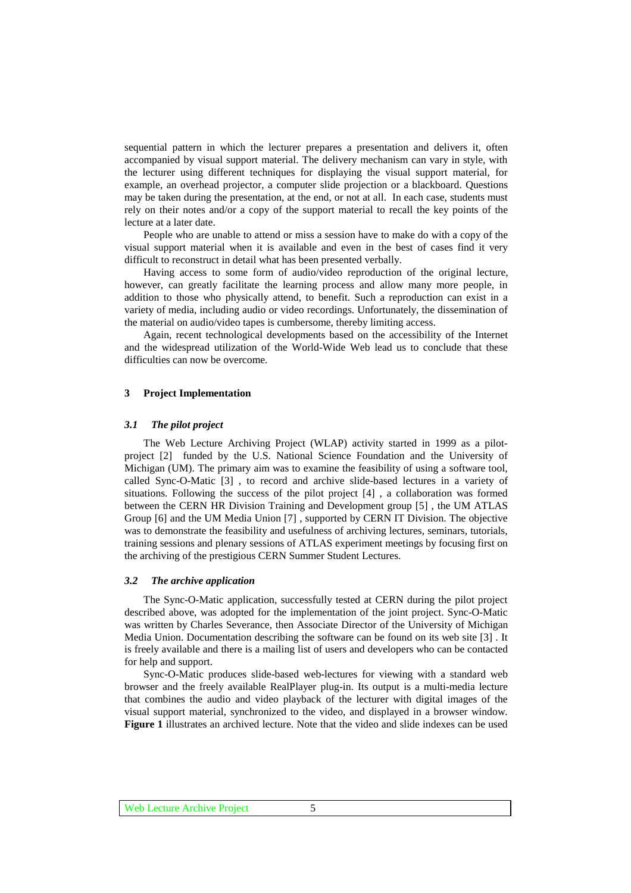sequential pattern in which the lecturer prepares a presentation and delivers it, often accompanied by visual support material. The delivery mechanism can vary in style, with the lecturer using different techniques for displaying the visual support material, for example, an overhead projector, a computer slide projection or a blackboard. Questions may be taken during the presentation, at the end, or not at all. In each case, students must rely on their notes and/or a copy of the support material to recall the key points of the lecture at a later date.

People who are unable to attend or miss a session have to make do with a copy of the visual support material when it is available and even in the best of cases find it very difficult to reconstruct in detail what has been presented verbally.

Having access to some form of audio/video reproduction of the original lecture, however, can greatly facilitate the learning process and allow many more people, in addition to those who physically attend, to benefit. Such a reproduction can exist in a variety of media, including audio or video recordings. Unfortunately, the dissemination of the material on audio/video tapes is cumbersome, thereby limiting access.

Again, recent technological developments based on the accessibility of the Internet and the widespread utilization of the World-Wide Web lead us to conclude that these difficulties can now be overcome.

## 3 Project Implementation

### *3.1 The pilot project*

The Web Lecture Archiving Project (WLAP) activity started in 1999 as a pilot-project [2] funded by the U.S. National Science Foundation and the University of Michigan (UM). The primary aim was to examine the feasibility of using a software tool, called Sync-O-Matic [3] , to record and archive slide-based lectures in a variety of situations. Following the success of the pilot project [4] , a collaboration was formed between the CERN HR Division Training and Development group [5] , the UM ATLAS Group [6] and the UM Media Union [7] , supported by CERN IT Division. The objective was to demonstrate the feasibility and usefulness of archiving lectures, seminars, tutorials, training sessions and plenary sessions of ATLAS experiment meetings by focusing first on the archiving of the prestigious CERN Summer Student Lectures.

### *3.2 The archive application*

The Sync-O-Matic application, successfully tested at CERN during the pilot project described above, was adopted for the implementation of the joint project. Sync-O-Matic was written by Charles Severance, then Associate Director of the University of Michigan Media Union. Documentation describing the software can be found on its web site [3] . It is freely available and there is a mailing list of users and developers who can be contacted for help and support.

Sync-O-Matic produces slide-based web-lectures for viewing with a standard web browser and the freely available RealPlayer plug-in. Its output is a multi-media lecture that combines the audio and video playback of the lecturer with digital images of the visual support material, synchronized to the video, and displayed in a browser window. **Figure 1** illustrates an archived lecture. Note that the video and slide indexes can be used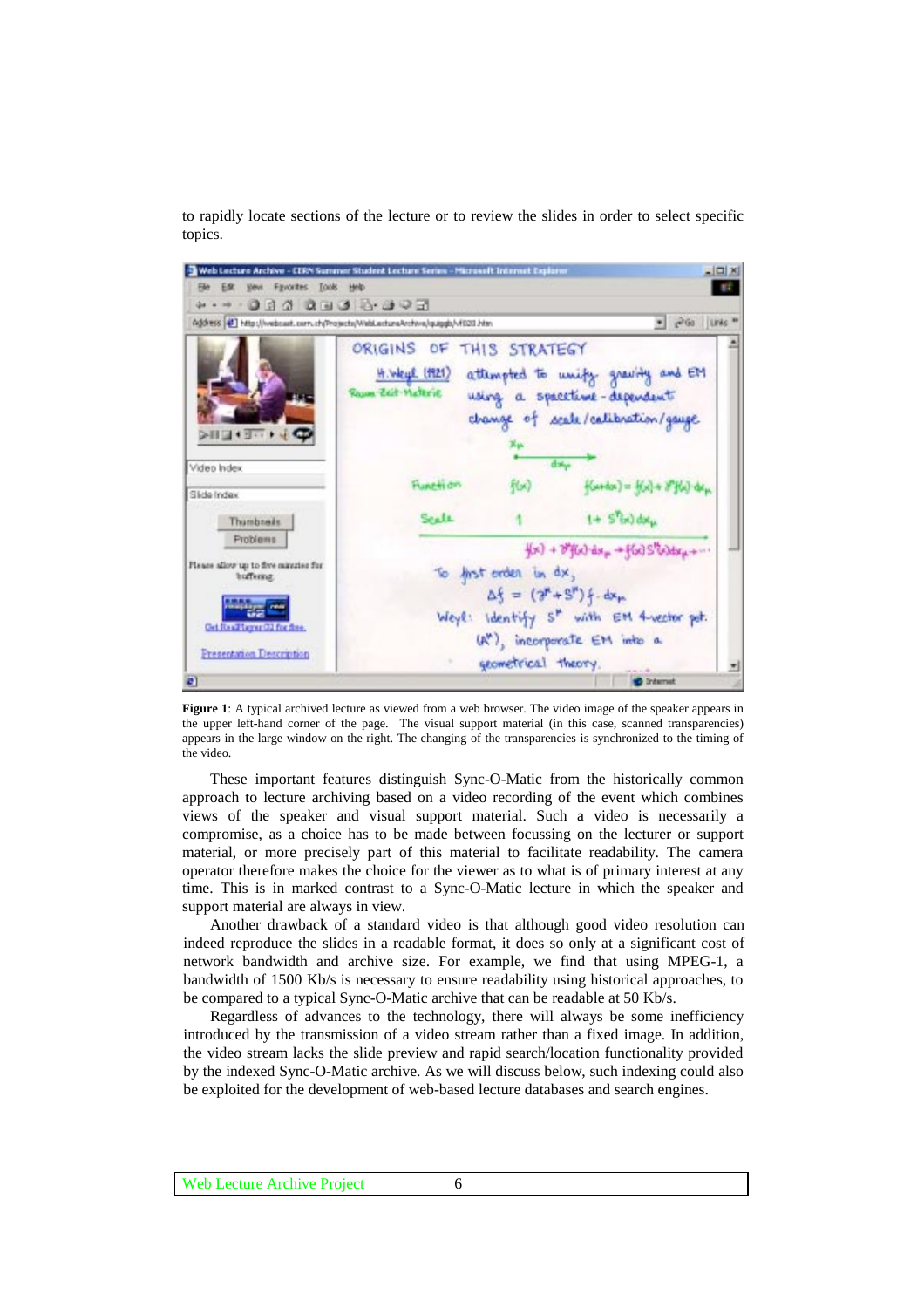to rapidly locate sections of the lecture or to review the slides in order to select specific topics.

**Figure 1**: A typical archived lecture as viewed from a web browser. The video image of the speaker appears in the upper left-hand corner of the page. The visual support material (in this case, scanned transparencies) appears in the large window on the right. The changing of the transparencies is synchronized to the timing of the video.

These important features distinguish Sync-O-Matic from the historically common approach to lecture archiving based on a video recording of the event which combines views of the speaker and visual support material. Such a video is necessarily a compromise, as a choice has to be made between focussing on the lecturer or support material, or more precisely part of this material to facilitate readability. The camera operator therefore makes the choice for the viewer as to what is of primary interest at any time. This is in marked contrast to a Sync-O-Matic lecture in which the speaker and support material are always in view.

Another drawback of a standard video is that although good video resolution can indeed reproduce the slides in a readable format, it does so only at a significant cost of network bandwidth and archive size. For example, we find that using MPEG-1, a bandwidth of 1500 Kb/s is necessary to ensure readability using historical approaches, to be compared to a typical Sync-O-Matic archive that can be readable at 50 Kb/s.

Regardless of advances to the technology, there will always be some inefficiency introduced by the transmission of a video stream rather than a fixed image. In addition, the video stream lacks the slide preview and rapid search/location functionality provided by the indexed Sync-O-Matic archive. As we will discuss below, such indexing could also be exploited for the development of web-based lecture databases and search engines.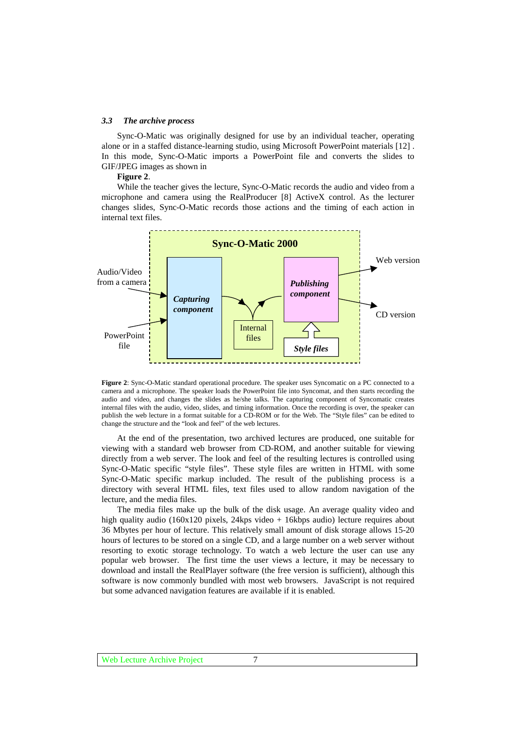### *3.3 The archive process*

Sync-O-Matic was originally designed for use by an individual teacher, operating alone or in a staffed distance-learning studio, using Microsoft PowerPoint materials [12] . In this mode, Sync-O-Matic imports a PowerPoint file and converts the slides to GIF/JPEG images as shown in

**Figure 2**.

While the teacher gives the lecture, Sync-O-Matic records the audio and video from a microphone and camera using the RealProducer [8] ActiveX control. As the lecturer changes slides, Sync-O-Matic records those actions and the timing of each action in internal text files.

**Figure 2**: Sync-O-Matic standard operational procedure. The speaker uses Syncomatic on a PC connected to a camera and a microphone. The speaker loads the PowerPoint file into Syncomat, and then starts recording the audio and video, and changes the slides as he/she talks. The capturing component of Syncomatic creates internal files with the audio, video, slides, and timing information. Once the recording is over, the speaker can publish the web lecture in a format suitable for a CD-ROM or for the Web. The "Style files" can be edited to change the structure and the "look and feel" of the web lectures.

At the end of the presentation, two archived lectures are produced, one suitable for viewing with a standard web browser from CD-ROM, and another suitable for viewing directly from a web server. The look and feel of the resulting lectures is controlled using Sync-O-Matic specific "style files". These style files are written in HTML with some Sync-O-Matic specific markup included. The result of the publishing process is a directory with several HTML files, text files used to allow random navigation of the lecture, and the media files.

The media files make up the bulk of the disk usage. An average quality video and high quality audio (160x120 pixels, 24kps video + 16kbps audio) lecture requires about 36 Mbytes per hour of lecture. This relatively small amount of disk storage allows 15-20 hours of lectures to be stored on a single CD, and a large number on a web server without resorting to exotic storage technology. To watch a web lecture the user can use any popular web browser. The first time the user views a lecture, it may be necessary to download and install the RealPlayer software (the free version is sufficient), although this software is now commonly bundled with most web browsers. JavaScript is not required but some advanced navigation features are available if it is enabled.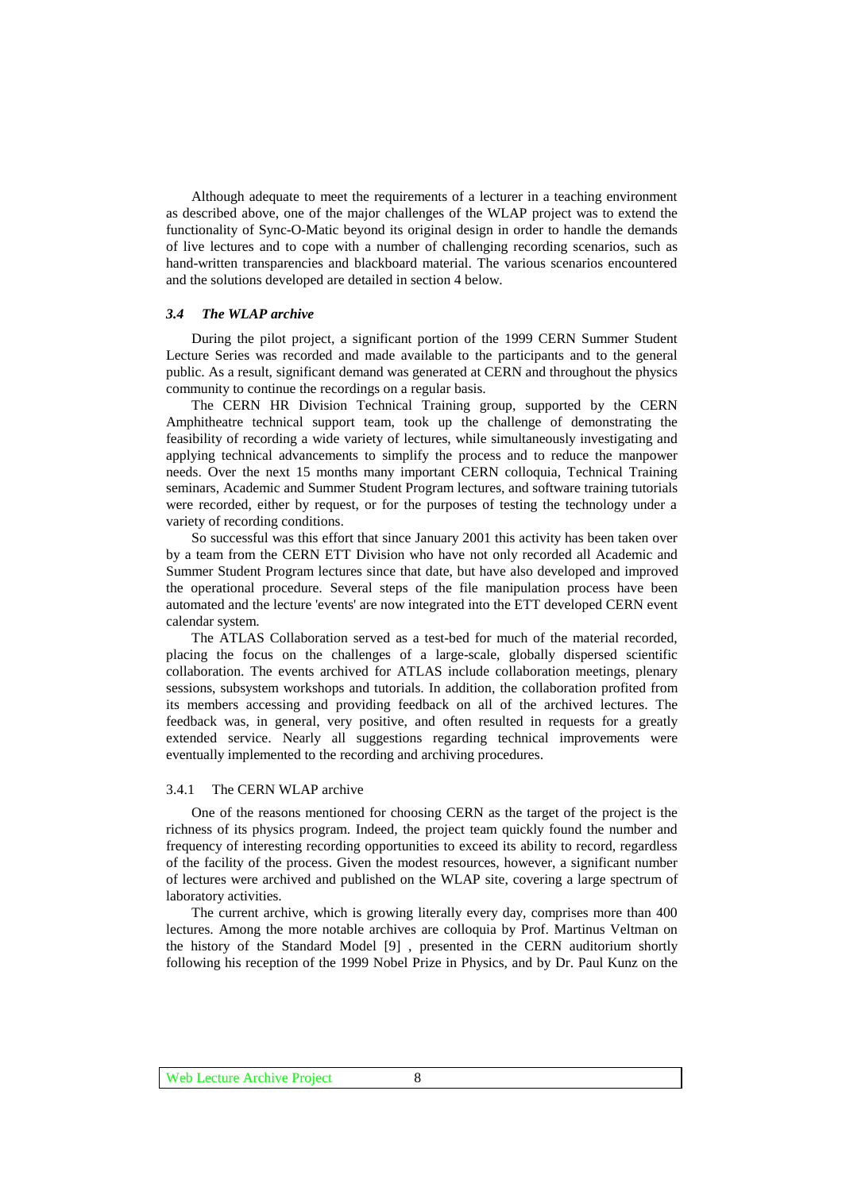Although adequate to meet the requirements of a lecturer in a teaching environment as described above, one of the major challenges of the WLAP project was to extend the functionality of Sync-O-Matic beyond its original design in order to handle the demands of live lectures and to cope with a number of challenging recording scenarios, such as hand-written transparencies and blackboard material. The various scenarios encountered and the solutions developed are detailed in section 4 below.

### *3.4 The WLAP archive*

During the pilot project, a significant portion of the 1999 CERN Summer Student Lecture Series was recorded and made available to the participants and to the general public. As a result, significant demand was generated at CERN and throughout the physics community to continue the recordings on a regular basis.

The CERN HR Division Technical Training group, supported by the CERN Amphitheatre technical support team, took up the challenge of demonstrating the feasibility of recording a wide variety of lectures, while simultaneously investigating and applying technical advancements to simplify the process and to reduce the manpower needs. Over the next 15 months many important CERN colloquia, Technical Training seminars, Academic and Summer Student Program lectures, and software training tutorials were recorded, either by request, or for the purposes of testing the technology under a variety of recording conditions.

So successful was this effort that since January 2001 this activity has been taken over by a team from the CERN ETT Division who have not only recorded all Academic and Summer Student Program lectures since that date, but have also developed and improved the operational procedure. Several steps of the file manipulation process have been automated and the lecture 'events' are now integrated into the ETT developed CERN event calendar system.

The ATLAS Collaboration served as a test-bed for much of the material recorded, placing the focus on the challenges of a large-scale, globally dispersed scientific collaboration. The events archived for ATLAS include collaboration meetings, plenary sessions, subsystem workshops and tutorials. In addition, the collaboration profited from its members accessing and providing feedback on all of the archived lectures. The feedback was, in general, very positive, and often resulted in requests for a greatly extended service. Nearly all suggestions regarding technical improvements were eventually implemented to the recording and archiving procedures.

#### 3.4.1 The CERN WLAP archive

One of the reasons mentioned for choosing CERN as the target of the project is the richness of its physics program. Indeed, the project team quickly found the number and frequency of interesting recording opportunities to exceed its ability to record, regardless of the facility of the process. Given the modest resources, however, a significant number of lectures were archived and published on the WLAP site, covering a large spectrum of laboratory activities.

The current archive, which is growing literally every day, comprises more than 400 lectures. Among the more notable archives are colloquia by Prof. Martinus Veltman on the history of the Standard Model [9] , presented in the CERN auditorium shortly following his reception of the 1999 Nobel Prize in Physics, and by Dr. Paul Kunz on the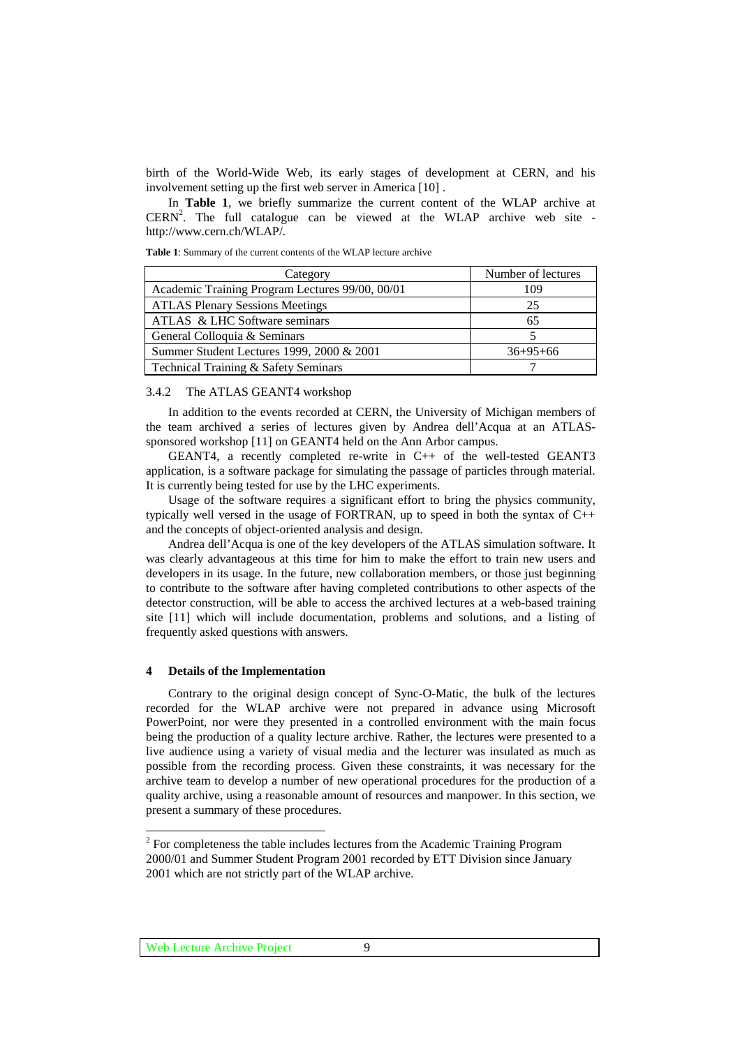birth of the World-Wide Web, its early stages of development at CERN, and his involvement setting up the first web server in America [10] .

In **Table 1**, we briefly summarize the current content of the WLAP archive at CERN[2]. The full catalogue can be viewed at the WLAP archive web site - http://www.cern.ch/WLAP/.

**Table 1**: Summary of the current contents of the WLAP lecture archive

| Category | Number of lectures |
|---|---|
| Academic Training Program Lectures 99/00, 00/01 | 109 |
| ATLAS Plenary Sessions Meetings | 25 |
| ATLAS & LHC Software seminars | 65 |
| General Colloquia & Seminars | 5 |
| Summer Student Lectures 1999, 2000 & 2001 | 36+95+66 |
| Technical Training & Safety Seminars | 7 |

### 3.4.2 The ATLAS GEANT4 workshop

In addition to the events recorded at CERN, the University of Michigan members of the team archived a series of lectures given by Andrea dell'Acqua at an ATLAS-sponsored workshop [11] on GEANT4 held on the Ann Arbor campus.

GEANT4, a recently completed re-write in C++ of the well-tested GEANT3 application, is a software package for simulating the passage of particles through material. It is currently being tested for use by the LHC experiments.

Usage of the software requires a significant effort to bring the physics community, typically well versed in the usage of FORTRAN, up to speed in both the syntax of C++ and the concepts of object-oriented analysis and design.

Andrea dell'Acqua is one of the key developers of the ATLAS simulation software. It was clearly advantageous at this time for him to make the effort to train new users and developers in its usage. In the future, new collaboration members, or those just beginning to contribute to the software after having completed contributions to other aspects of the detector construction, will be able to access the archived lectures at a web-based training site [11] which will include documentation, problems and solutions, and a listing of frequently asked questions with answers.

## 4 Details of the Implementation

Contrary to the original design concept of Sync-O-Matic, the bulk of the lectures recorded for the WLAP archive were not prepared in advance using Microsoft PowerPoint, nor were they presented in a controlled environment with the main focus being the production of a quality lecture archive. Rather, the lectures were presented to a live audience using a variety of visual media and the lecturer was insulated as much as possible from the recording process. Given these constraints, it was necessary for the archive team to develop a number of new operational procedures for the production of a quality archive, using a reasonable amount of resources and manpower. In this section, we present a summary of these procedures.

[2] For completeness the table includes lectures from the Academic Training Program 2000/01 and Summer Student Program 2001 recorded by ETT Division since January 2001 which are not strictly part of the WLAP archive.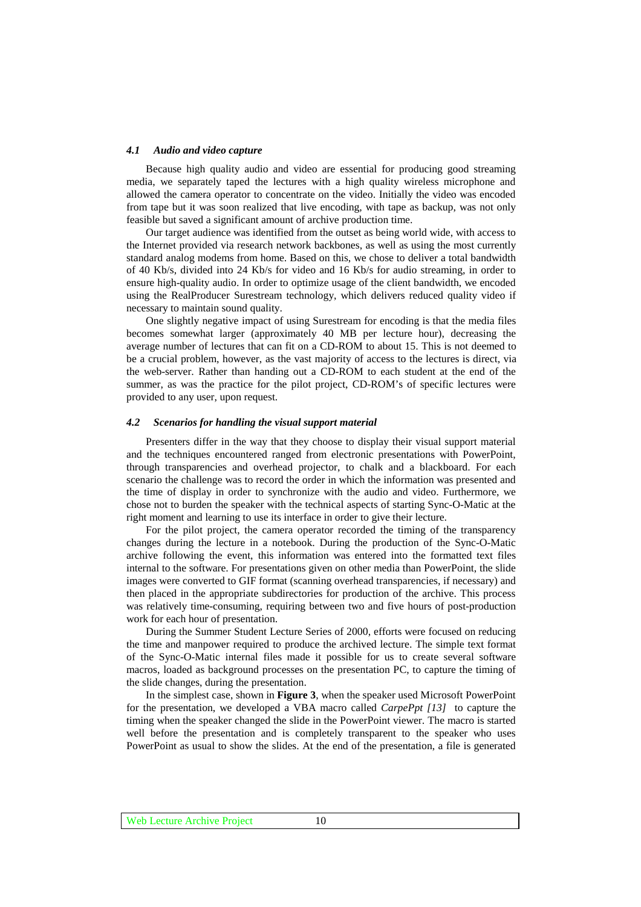### *4.1 Audio and video capture*

Because high quality audio and video are essential for producing good streaming media, we separately taped the lectures with a high quality wireless microphone and allowed the camera operator to concentrate on the video. Initially the video was encoded from tape but it was soon realized that live encoding, with tape as backup, was not only feasible but saved a significant amount of archive production time.

Our target audience was identified from the outset as being world wide, with access to the Internet provided via research network backbones, as well as using the most currently standard analog modems from home. Based on this, we chose to deliver a total bandwidth of 40 Kb/s, divided into 24 Kb/s for video and 16 Kb/s for audio streaming, in order to ensure high-quality audio. In order to optimize usage of the client bandwidth, we encoded using the RealProducer Surestream technology, which delivers reduced quality video if necessary to maintain sound quality.

One slightly negative impact of using Surestream for encoding is that the media files becomes somewhat larger (approximately 40 MB per lecture hour), decreasing the average number of lectures that can fit on a CD-ROM to about 15. This is not deemed to be a crucial problem, however, as the vast majority of access to the lectures is direct, via the web-server. Rather than handing out a CD-ROM to each student at the end of the summer, as was the practice for the pilot project, CD-ROM's of specific lectures were provided to any user, upon request.

### *4.2 Scenarios for handling the visual support material*

Presenters differ in the way that they choose to display their visual support material and the techniques encountered ranged from electronic presentations with PowerPoint, through transparencies and overhead projector, to chalk and a blackboard. For each scenario the challenge was to record the order in which the information was presented and the time of display in order to synchronize with the audio and video. Furthermore, we chose not to burden the speaker with the technical aspects of starting Sync-O-Matic at the right moment and learning to use its interface in order to give their lecture.

For the pilot project, the camera operator recorded the timing of the transparency changes during the lecture in a notebook. During the production of the Sync-O-Matic archive following the event, this information was entered into the formatted text files internal to the software. For presentations given on other media than PowerPoint, the slide images were converted to GIF format (scanning overhead transparencies, if necessary) and then placed in the appropriate subdirectories for production of the archive. This process was relatively time-consuming, requiring between two and five hours of post-production work for each hour of presentation.

During the Summer Student Lecture Series of 2000, efforts were focused on reducing the time and manpower required to produce the archived lecture. The simple text format of the Sync-O-Matic internal files made it possible for us to create several software macros, loaded as background processes on the presentation PC, to capture the timing of the slide changes, during the presentation.

In the simplest case, shown in **Figure 3**, when the speaker used Microsoft PowerPoint for the presentation, we developed a VBA macro called *CarpePpt [13]* to capture the timing when the speaker changed the slide in the PowerPoint viewer. The macro is started well before the presentation and is completely transparent to the speaker who uses PowerPoint as usual to show the slides. At the end of the presentation, a file is generated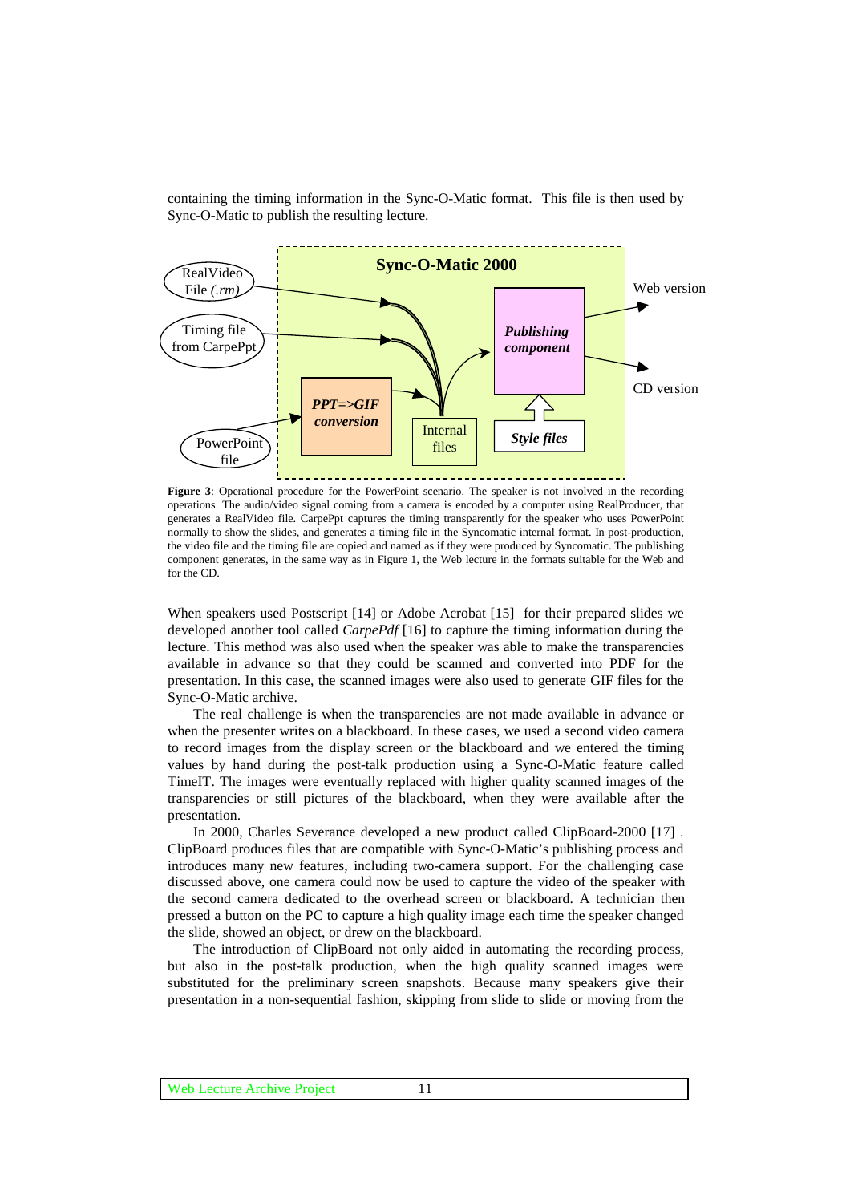containing the timing information in the Sync-O-Matic format. This file is then used by Sync-O-Matic to publish the resulting lecture.

**Figure 3**: Operational procedure for the PowerPoint scenario. The speaker is not involved in the recording operations. The audio/video signal coming from a camera is encoded by a computer using RealProducer, that generates a RealVideo file. CarpePpt captures the timing transparently for the speaker who uses PowerPoint normally to show the slides, and generates a timing file in the Syncomatic internal format. In post-production, the video file and the timing file are copied and named as if they were produced by Syncomatic. The publishing component generates, in the same way as in Figure 1, the Web lecture in the formats suitable for the Web and for the CD.

When speakers used Postscript [14] or Adobe Acrobat [15] for their prepared slides we developed another tool called *CarpePdf* [16] to capture the timing information during the lecture. This method was also used when the speaker was able to make the transparencies available in advance so that they could be scanned and converted into PDF for the presentation. In this case, the scanned images were also used to generate GIF files for the Sync-O-Matic archive.

The real challenge is when the transparencies are not made available in advance or when the presenter writes on a blackboard. In these cases, we used a second video camera to record images from the display screen or the blackboard and we entered the timing values by hand during the post-talk production using a Sync-O-Matic feature called TimeIT. The images were eventually replaced with higher quality scanned images of the transparencies or still pictures of the blackboard, when they were available after the presentation.

In 2000, Charles Severance developed a new product called ClipBoard-2000 [17] . ClipBoard produces files that are compatible with Sync-O-Matic's publishing process and introduces many new features, including two-camera support. For the challenging case discussed above, one camera could now be used to capture the video of the speaker with the second camera dedicated to the overhead screen or blackboard. A technician then pressed a button on the PC to capture a high quality image each time the speaker changed the slide, showed an object, or drew on the blackboard.

The introduction of ClipBoard not only aided in automating the recording process, but also in the post-talk production, when the high quality scanned images were substituted for the preliminary screen snapshots. Because many speakers give their presentation in a non-sequential fashion, skipping from slide to slide or moving from the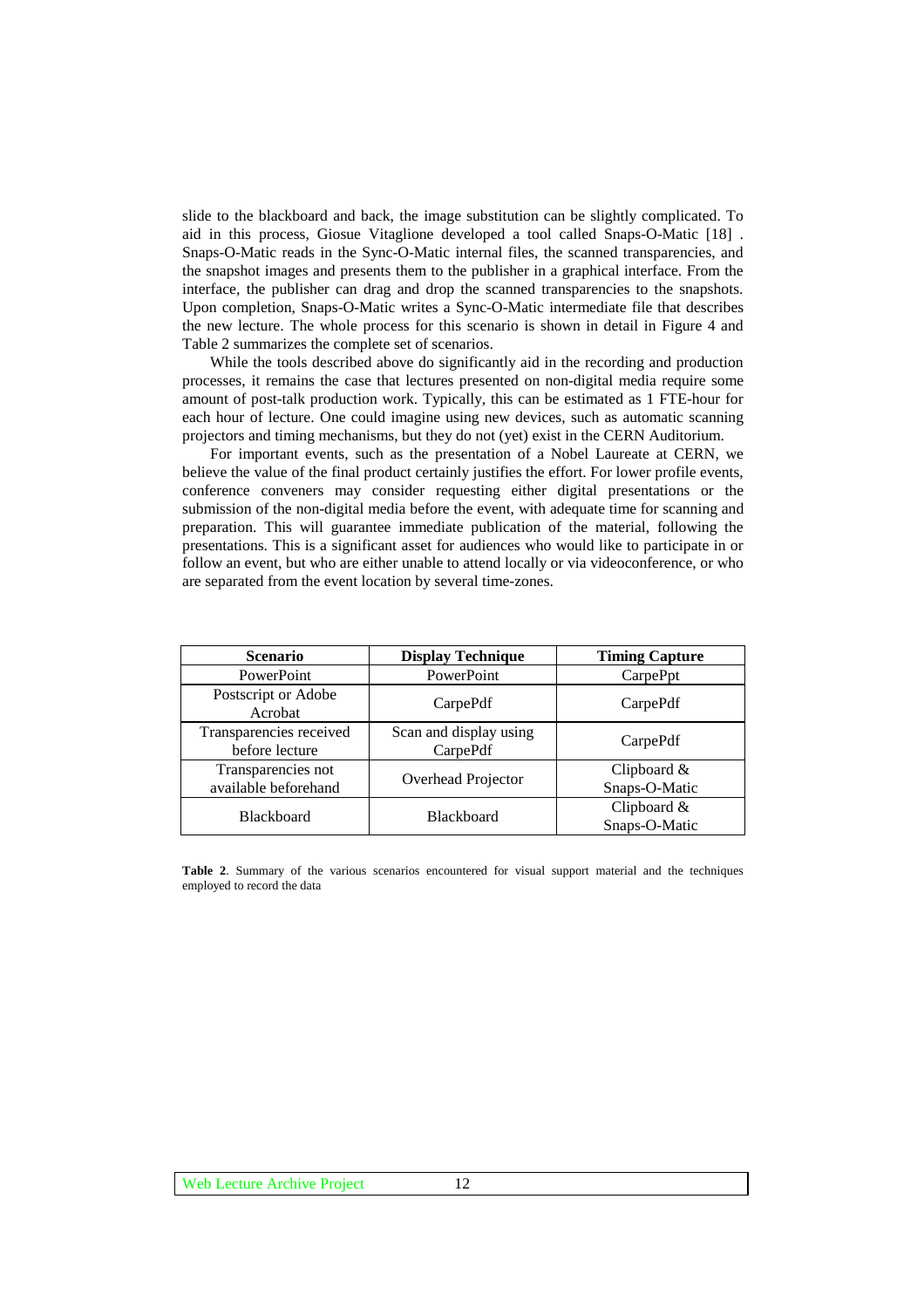slide to the blackboard and back, the image substitution can be slightly complicated. To aid in this process, Giosue Vitaglione developed a tool called Snaps-O-Matic [18] . Snaps-O-Matic reads in the Sync-O-Matic internal files, the scanned transparencies, and the snapshot images and presents them to the publisher in a graphical interface. From the interface, the publisher can drag and drop the scanned transparencies to the snapshots. Upon completion, Snaps-O-Matic writes a Sync-O-Matic intermediate file that describes the new lecture. The whole process for this scenario is shown in detail in Figure 4 and Table 2 summarizes the complete set of scenarios.

While the tools described above do significantly aid in the recording and production processes, it remains the case that lectures presented on non-digital media require some amount of post-talk production work. Typically, this can be estimated as 1 FTE-hour for each hour of lecture. One could imagine using new devices, such as automatic scanning projectors and timing mechanisms, but they do not (yet) exist in the CERN Auditorium.

For important events, such as the presentation of a Nobel Laureate at CERN, we believe the value of the final product certainly justifies the effort. For lower profile events, conference conveners may consider requesting either digital presentations or the submission of the non-digital media before the event, with adequate time for scanning and preparation. This will guarantee immediate publication of the material, following the presentations. This is a significant asset for audiences who would like to participate in or follow an event, but who are either unable to attend locally or via videoconference, or who are separated from the event location by several time-zones.

| Scenario | Display Technique | Timing Capture |
|---|---|---|
| PowerPoint | PowerPoint | CarpePpt |
| Postscript or Adobe Acrobat | CarpePdf | CarpePdf |
| Transparencies received before lecture | Scan and display using CarpePdf | CarpePdf |
| Transparencies not available beforehand | Overhead Projector | Clipboard & Snaps-O-Matic |
| Blackboard | Blackboard | Clipboard & Snaps-O-Matic |

**Table 2**. Summary of the various scenarios encountered for visual support material and the techniques employed to record the data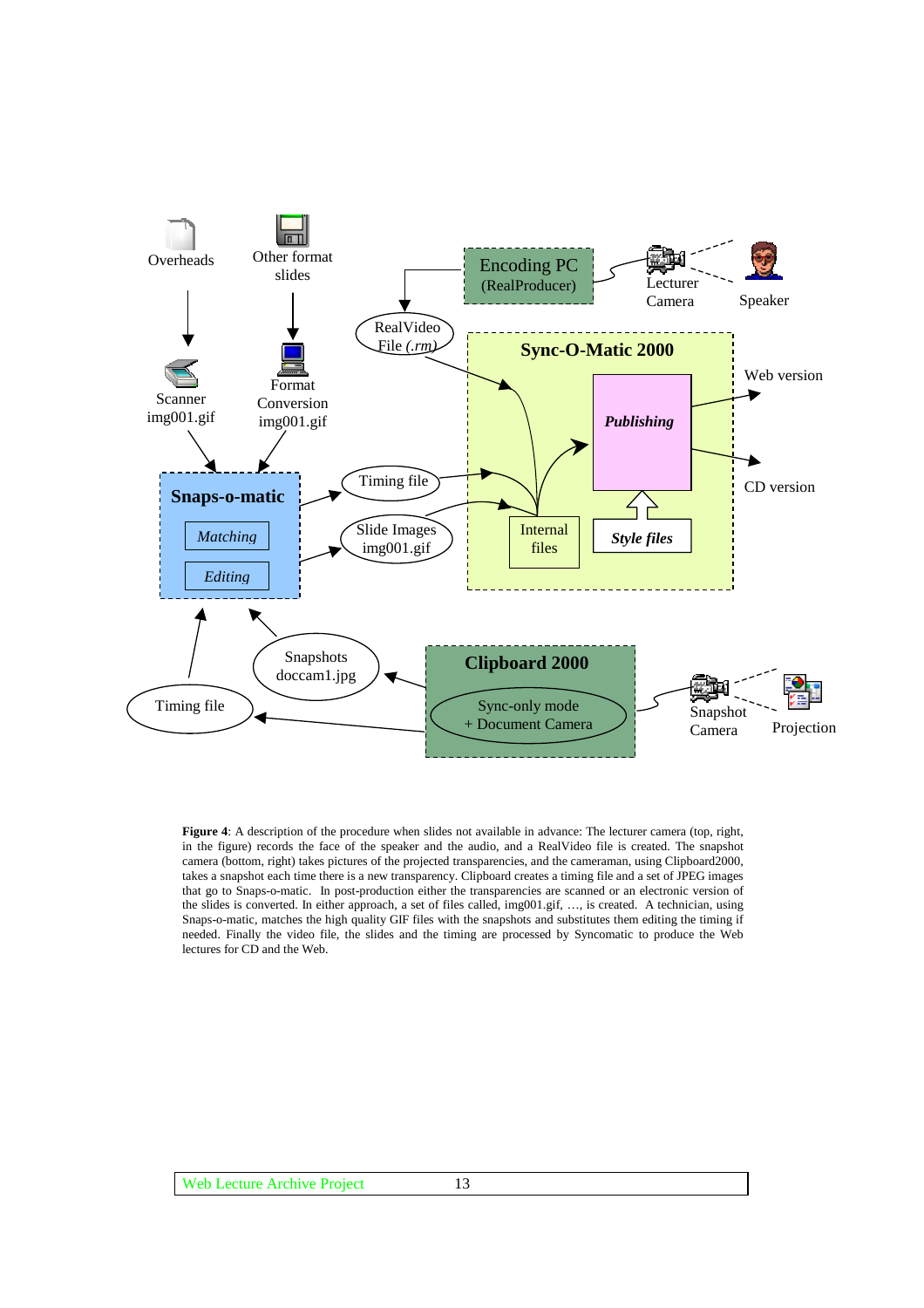**Figure 4**: A description of the procedure when slides not available in advance: The lecturer camera (top, right, in the figure) records the face of the speaker and the audio, and a RealVideo file is created. The snapshot camera (bottom, right) takes pictures of the projected transparencies, and the cameraman, using Clipboard2000, takes a snapshot each time there is a new transparency. Clipboard creates a timing file and a set of JPEG images that go to Snaps-o-matic. In post-production either the transparencies are scanned or an electronic version of the slides is converted. In either approach, a set of files called, img001.gif, …, is created. A technician, using Snaps-o-matic, matches the high quality GIF files with the snapshots and substitutes them editing the timing if needed. Finally the video file, the slides and the timing are processed by Syncomatic to produce the Web lectures for CD and the Web.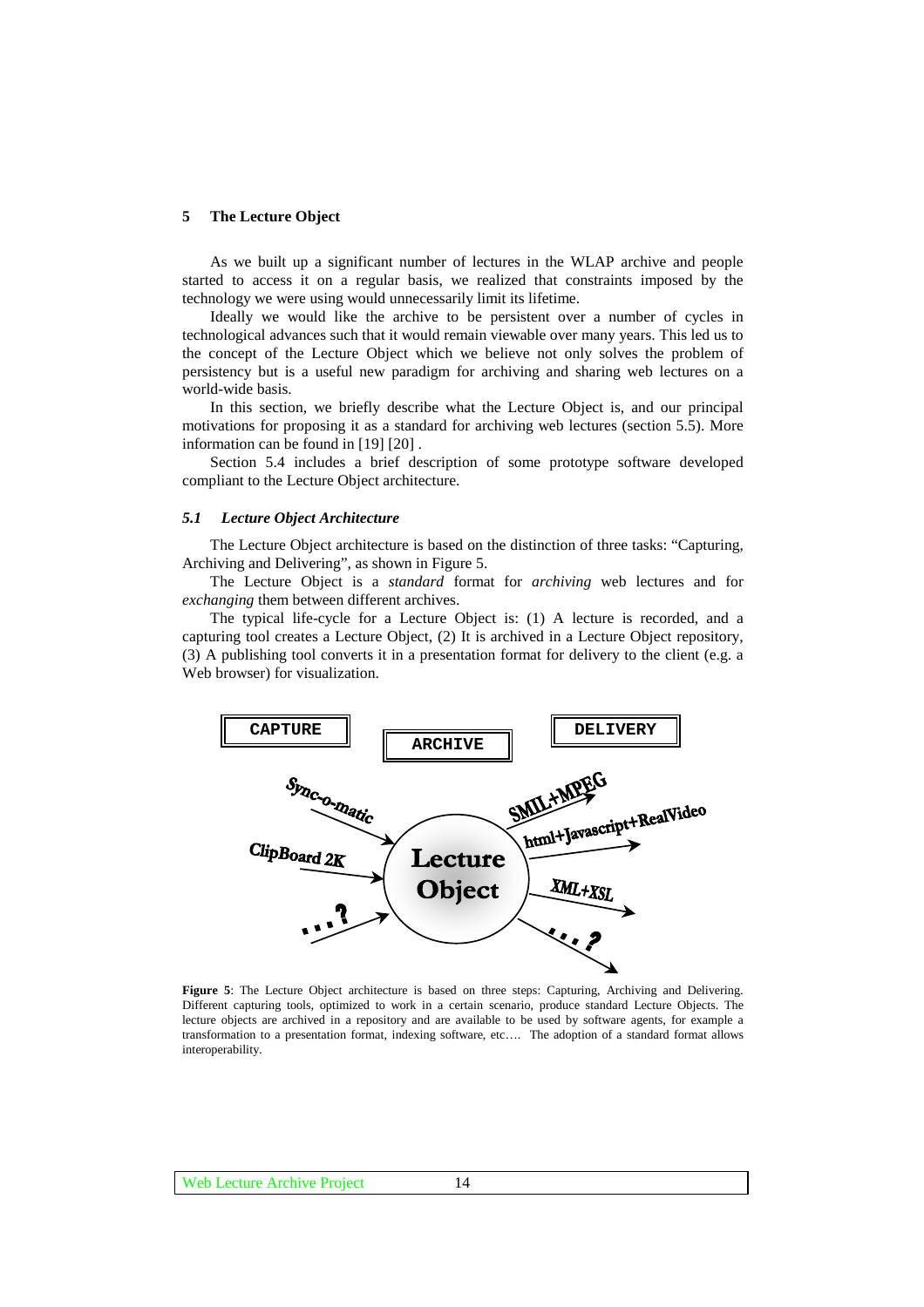## 5 The Lecture Object

As we built up a significant number of lectures in the WLAP archive and people started to access it on a regular basis, we realized that constraints imposed by the technology we were using would unnecessarily limit its lifetime.

Ideally we would like the archive to be persistent over a number of cycles in technological advances such that it would remain viewable over many years. This led us to the concept of the Lecture Object which we believe not only solves the problem of persistency but is a useful new paradigm for archiving and sharing web lectures on a world-wide basis.

In this section, we briefly describe what the Lecture Object is, and our principal motivations for proposing it as a standard for archiving web lectures (section 5.5). More information can be found in [19] [20] .

Section 5.4 includes a brief description of some prototype software developed compliant to the Lecture Object architecture.

### *5.1 Lecture Object Architecture*

The Lecture Object architecture is based on the distinction of three tasks: "Capturing, Archiving and Delivering", as shown in Figure 5.

The Lecture Object is a *standard* format for *archiving* web lectures and for *exchanging* them between different archives.

The typical life-cycle for a Lecture Object is: (1) A lecture is recorded, and a capturing tool creates a Lecture Object, (2) It is archived in a Lecture Object repository, (3) A publishing tool converts it in a presentation format for delivery to the client (e.g. a Web browser) for visualization.

**Figure 5**: The Lecture Object architecture is based on three steps: Capturing, Archiving and Delivering. Different capturing tools, optimized to work in a certain scenario, produce standard Lecture Objects. The lecture objects are archived in a repository and are available to be used by software agents, for example a transformation to a presentation format, indexing software, etc…. The adoption of a standard format allows interoperability.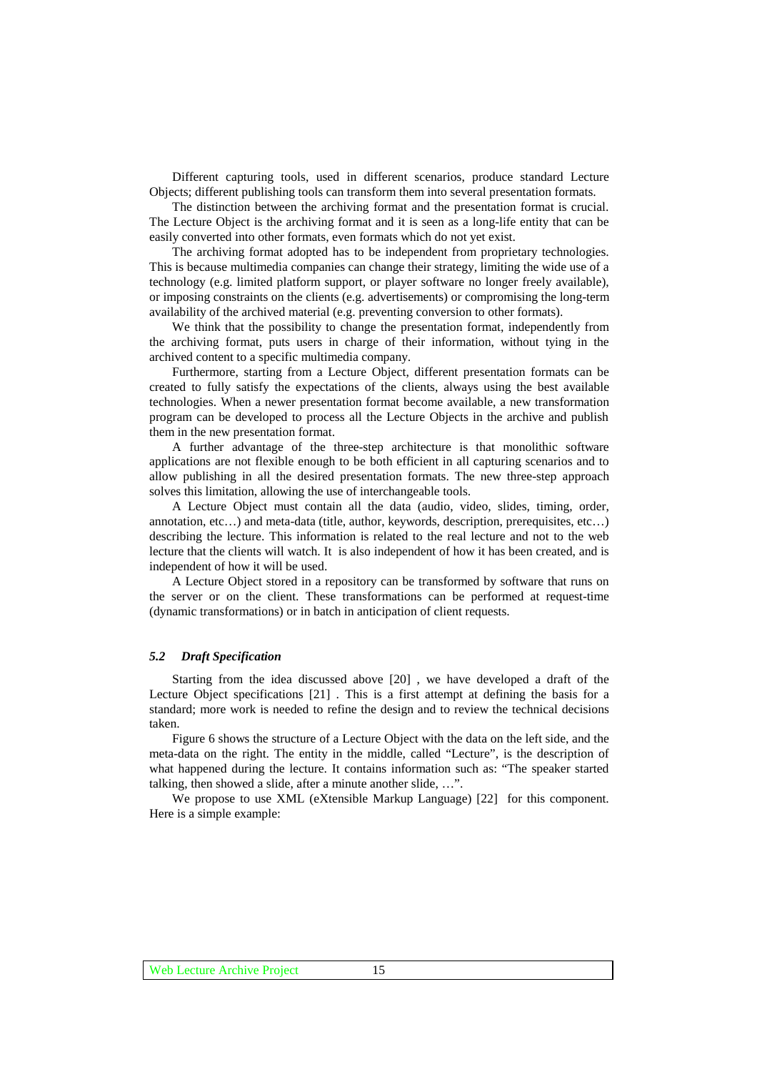Different capturing tools, used in different scenarios, produce standard Lecture Objects; different publishing tools can transform them into several presentation formats.

The distinction between the archiving format and the presentation format is crucial. The Lecture Object is the archiving format and it is seen as a long-life entity that can be easily converted into other formats, even formats which do not yet exist.

The archiving format adopted has to be independent from proprietary technologies. This is because multimedia companies can change their strategy, limiting the wide use of a technology (e.g. limited platform support, or player software no longer freely available), or imposing constraints on the clients (e.g. advertisements) or compromising the long-term availability of the archived material (e.g. preventing conversion to other formats).

We think that the possibility to change the presentation format, independently from the archiving format, puts users in charge of their information, without tying in the archived content to a specific multimedia company.

Furthermore, starting from a Lecture Object, different presentation formats can be created to fully satisfy the expectations of the clients, always using the best available technologies. When a newer presentation format become available, a new transformation program can be developed to process all the Lecture Objects in the archive and publish them in the new presentation format.

A further advantage of the three-step architecture is that monolithic software applications are not flexible enough to be both efficient in all capturing scenarios and to allow publishing in all the desired presentation formats. The new three-step approach solves this limitation, allowing the use of interchangeable tools.

A Lecture Object must contain all the data (audio, video, slides, timing, order, annotation, etc…) and meta-data (title, author, keywords, description, prerequisites, etc…) describing the lecture. This information is related to the real lecture and not to the web lecture that the clients will watch. It is also independent of how it has been created, and is independent of how it will be used.

A Lecture Object stored in a repository can be transformed by software that runs on the server or on the client. These transformations can be performed at request-time (dynamic transformations) or in batch in anticipation of client requests.

### *5.2 Draft Specification*

Starting from the idea discussed above [20] , we have developed a draft of the Lecture Object specifications [21] . This is a first attempt at defining the basis for a standard; more work is needed to refine the design and to review the technical decisions taken.

Figure 6 shows the structure of a Lecture Object with the data on the left side, and the meta-data on the right. The entity in the middle, called "Lecture", is the description of what happened during the lecture. It contains information such as: "The speaker started talking, then showed a slide, after a minute another slide, …".

We propose to use XML (eXtensible Markup Language) [22] for this component. Here is a simple example: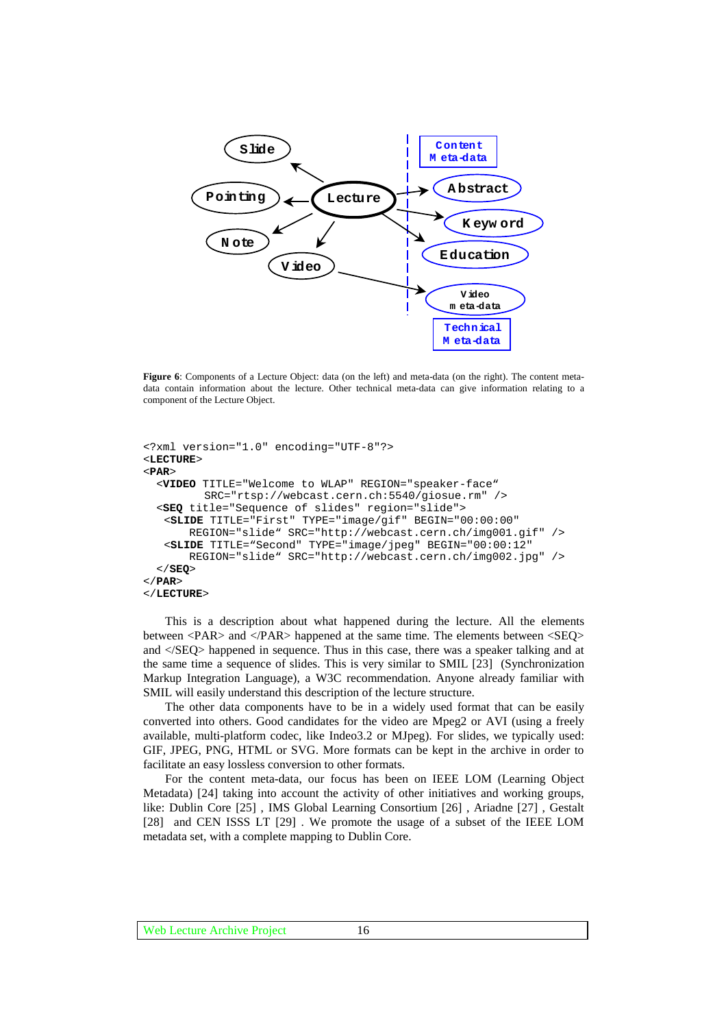Figure 6: Components of a Lecture Object: data (on the left) and meta-data (on the right). The content meta-data contain information about the lecture. Other technical meta-data can give information relating to a component of the Lecture Object.

```
<?xml version="1.0" encoding="UTF-8"?>
<LECTURE>
<PAR>
  <VIDEO TITLE="Welcome to WLAP" REGION="speaker-face"
         SRC="rtsp://webcast.cern.ch:5540/giosue.rm" />
  <SEQ title="Sequence of slides" region="slide">
   <SLIDE TITLE="First" TYPE="image/gif" BEGIN="00:00:00"
       REGION="slide" SRC="http://webcast.cern.ch/img001.gif" />
   <SLIDE TITLE="Second" TYPE="image/jpeg" BEGIN="00:00:12"
       REGION="slide" SRC="http://webcast.cern.ch/img002.jpg" />
  </SEQ>
</PAR>
</LECTURE>
```

This is a description about what happened during the lecture. All the elements between <PAR> and </PAR> happened at the same time. The elements between <SEQ> and </SEQ> happened in sequence. Thus in this case, there was a speaker talking and at the same time a sequence of slides. This is very similar to SMIL [23] (Synchronization Markup Integration Language), a W3C recommendation. Anyone already familiar with SMIL will easily understand this description of the lecture structure.

The other data components have to be in a widely used format that can be easily converted into others. Good candidates for the video are Mpeg2 or AVI (using a freely available, multi-platform codec, like Indeo3.2 or MJpeg). For slides, we typically used: GIF, JPEG, PNG, HTML or SVG. More formats can be kept in the archive in order to facilitate an easy lossless conversion to other formats.

For the content meta-data, our focus has been on IEEE LOM (Learning Object Metadata) [24] taking into account the activity of other initiatives and working groups, like: Dublin Core [25] , IMS Global Learning Consortium [26] , Ariadne [27] , Gestalt [28] and CEN ISSS LT [29] . We promote the usage of a subset of the IEEE LOM metadata set, with a complete mapping to Dublin Core.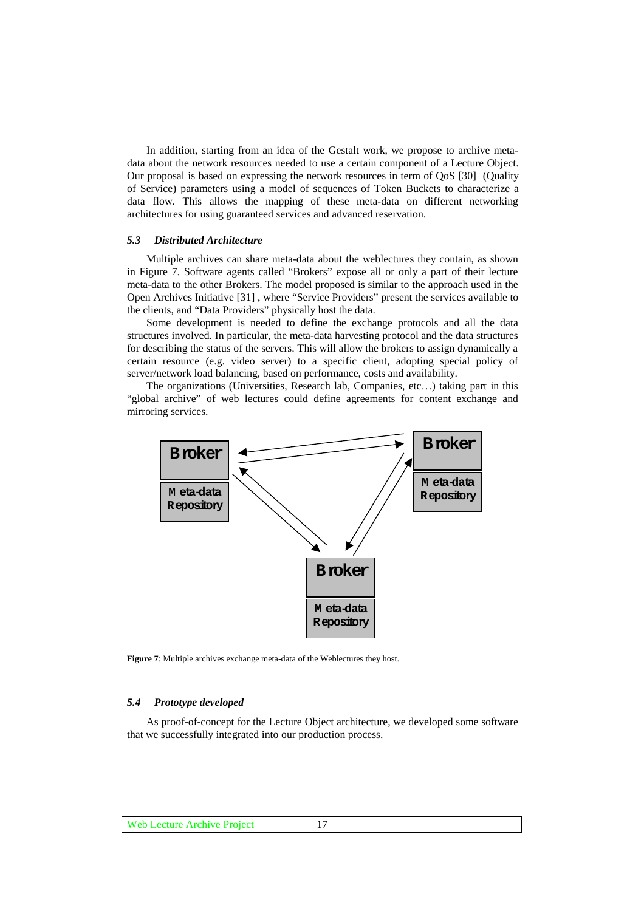In addition, starting from an idea of the Gestalt work, we propose to archive meta-data about the network resources needed to use a certain component of a Lecture Object. Our proposal is based on expressing the network resources in term of QoS [30] (Quality of Service) parameters using a model of sequences of Token Buckets to characterize a data flow. This allows the mapping of these meta-data on different networking architectures for using guaranteed services and advanced reservation.

### *5.3 Distributed Architecture*

Multiple archives can share meta-data about the weblectures they contain, as shown in Figure 7. Software agents called "Brokers" expose all or only a part of their lecture meta-data to the other Brokers. The model proposed is similar to the approach used in the Open Archives Initiative [31] , where "Service Providers" present the services available to the clients, and "Data Providers" physically host the data.

Some development is needed to define the exchange protocols and all the data structures involved. In particular, the meta-data harvesting protocol and the data structures for describing the status of the servers. This will allow the brokers to assign dynamically a certain resource (e.g. video server) to a specific client, adopting special policy of server/network load balancing, based on performance, costs and availability.

The organizations (Universities, Research lab, Companies, etc…) taking part in this "global archive" of web lectures could define agreements for content exchange and mirroring services.

**Figure 7**: Multiple archives exchange meta-data of the Weblectures they host.

### *5.4 Prototype developed*

As proof-of-concept for the Lecture Object architecture, we developed some software that we successfully integrated into our production process.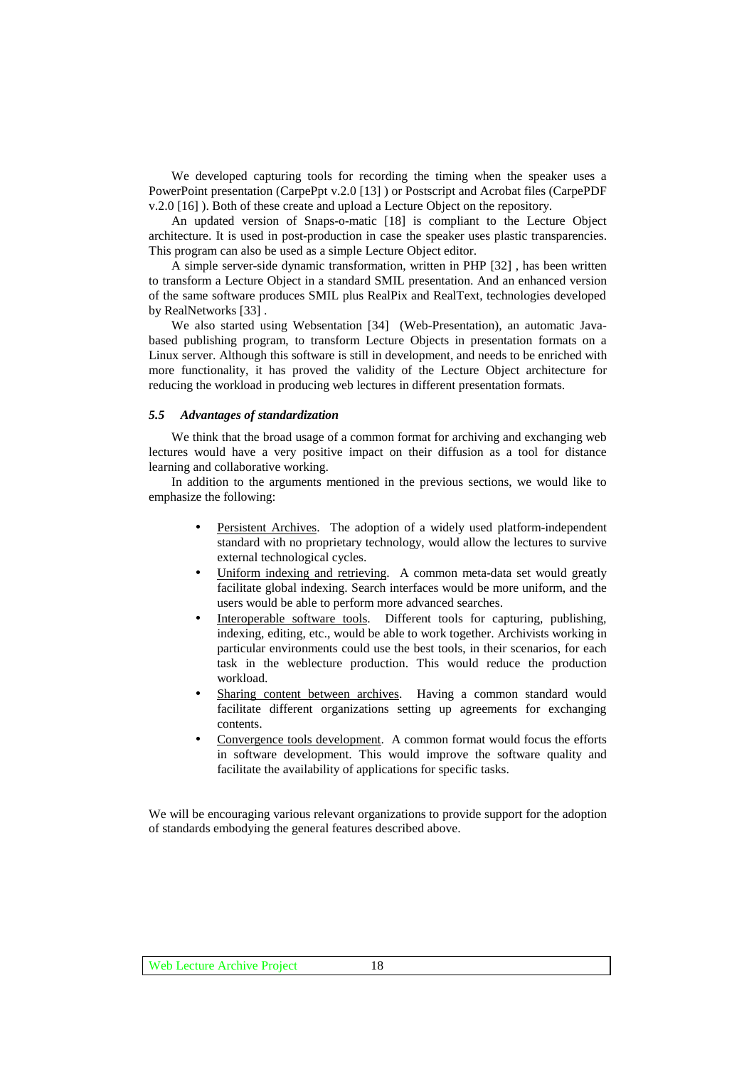We developed capturing tools for recording the timing when the speaker uses a PowerPoint presentation (CarpePpt v.2.0 [13] ) or Postscript and Acrobat files (CarpePDF v.2.0 [16] ). Both of these create and upload a Lecture Object on the repository.

An updated version of Snaps-o-matic [18] is compliant to the Lecture Object architecture. It is used in post-production in case the speaker uses plastic transparencies. This program can also be used as a simple Lecture Object editor.

A simple server-side dynamic transformation, written in PHP [32] , has been written to transform a Lecture Object in a standard SMIL presentation. And an enhanced version of the same software produces SMIL plus RealPix and RealText, technologies developed by RealNetworks [33] .

We also started using Websentation [34] (Web-Presentation), an automatic Java-based publishing program, to transform Lecture Objects in presentation formats on a Linux server. Although this software is still in development, and needs to be enriched with more functionality, it has proved the validity of the Lecture Object architecture for reducing the workload in producing web lectures in different presentation formats.

### *5.5 Advantages of standardization*

We think that the broad usage of a common format for archiving and exchanging web lectures would have a very positive impact on their diffusion as a tool for distance learning and collaborative working.

In addition to the arguments mentioned in the previous sections, we would like to emphasize the following:

- Persistent Archives. The adoption of a widely used platform-independent standard with no proprietary technology, would allow the lectures to survive external technological cycles.
- Uniform indexing and retrieving. A common meta-data set would greatly facilitate global indexing. Search interfaces would be more uniform, and the users would be able to perform more advanced searches.
- Interoperable software tools. Different tools for capturing, publishing, indexing, editing, etc., would be able to work together. Archivists working in particular environments could use the best tools, in their scenarios, for each task in the weblecture production. This would reduce the production workload.
- Sharing content between archives. Having a common standard would facilitate different organizations setting up agreements for exchanging contents.
- Convergence tools development. A common format would focus the efforts in software development. This would improve the software quality and facilitate the availability of applications for specific tasks.

We will be encouraging various relevant organizations to provide support for the adoption of standards embodying the general features described above.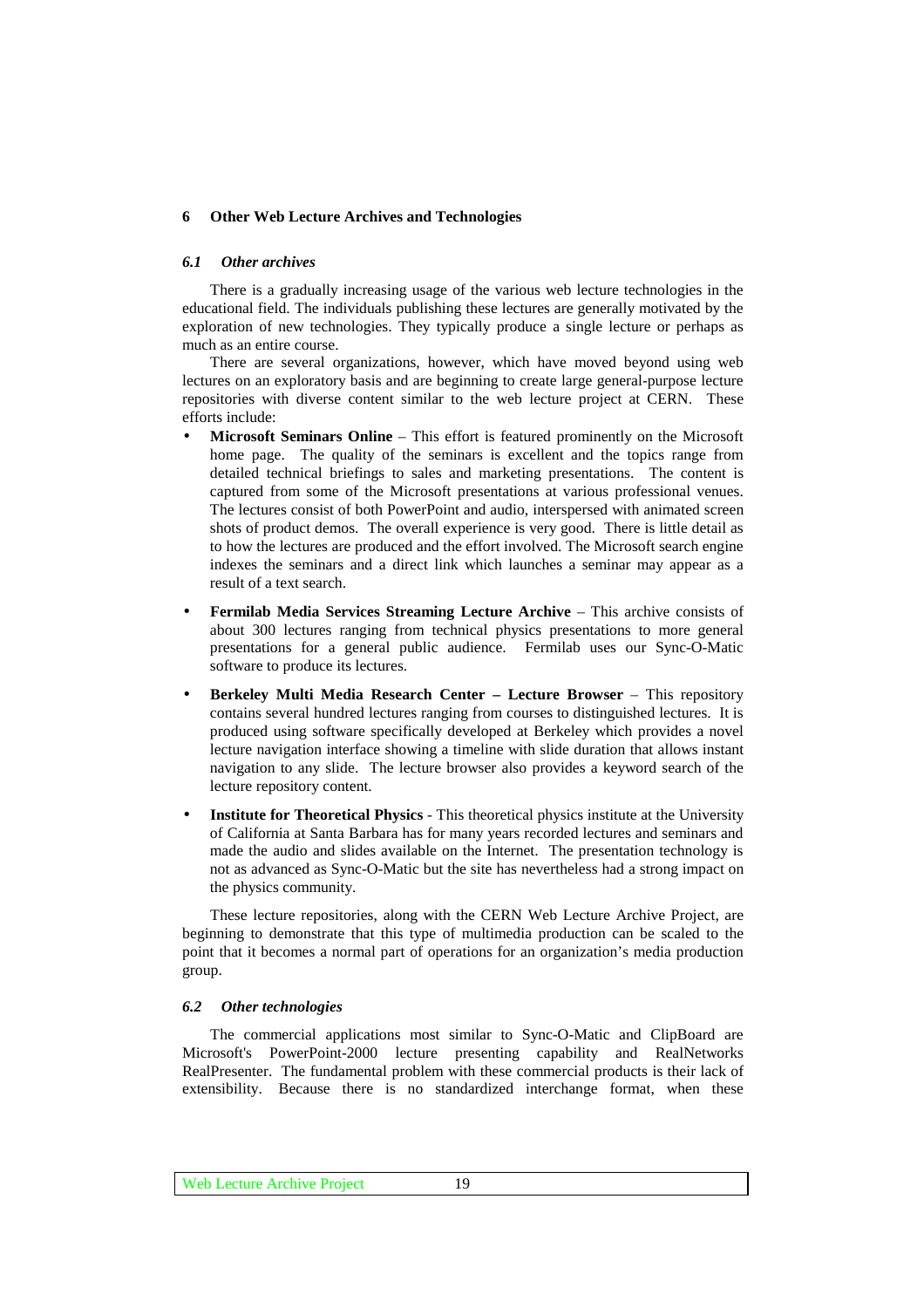## 6 Other Web Lecture Archives and Technologies

### *6.1 Other archives*

There is a gradually increasing usage of the various web lecture technologies in the educational field. The individuals publishing these lectures are generally motivated by the exploration of new technologies. They typically produce a single lecture or perhaps as much as an entire course.

There are several organizations, however, which have moved beyond using web lectures on an exploratory basis and are beginning to create large general-purpose lecture repositories with diverse content similar to the web lecture project at CERN. These efforts include:

- **Microsoft Seminars Online** – This effort is featured prominently on the Microsoft home page. The quality of the seminars is excellent and the topics range from detailed technical briefings to sales and marketing presentations. The content is captured from some of the Microsoft presentations at various professional venues. The lectures consist of both PowerPoint and audio, interspersed with animated screen shots of product demos. The overall experience is very good. There is little detail as to how the lectures are produced and the effort involved. The Microsoft search engine indexes the seminars and a direct link which launches a seminar may appear as a result of a text search.

- **Fermilab Media Services Streaming Lecture Archive** – This archive consists of about 300 lectures ranging from technical physics presentations to more general presentations for a general public audience. Fermilab uses our Sync-O-Matic software to produce its lectures.

- **Berkeley Multi Media Research Center – Lecture Browser** – This repository contains several hundred lectures ranging from courses to distinguished lectures. It is produced using software specifically developed at Berkeley which provides a novel lecture navigation interface showing a timeline with slide duration that allows instant navigation to any slide. The lecture browser also provides a keyword search of the lecture repository content.

- **Institute for Theoretical Physics** - This theoretical physics institute at the University of California at Santa Barbara has for many years recorded lectures and seminars and made the audio and slides available on the Internet. The presentation technology is not as advanced as Sync-O-Matic but the site has nevertheless had a strong impact on the physics community.

These lecture repositories, along with the CERN Web Lecture Archive Project, are beginning to demonstrate that this type of multimedia production can be scaled to the point that it becomes a normal part of operations for an organization's media production group.

### *6.2 Other technologies*

The commercial applications most similar to Sync-O-Matic and ClipBoard are Microsoft's PowerPoint-2000 lecture presenting capability and RealNetworks RealPresenter. The fundamental problem with these commercial products is their lack of extensibility. Because there is no standardized interchange format, when these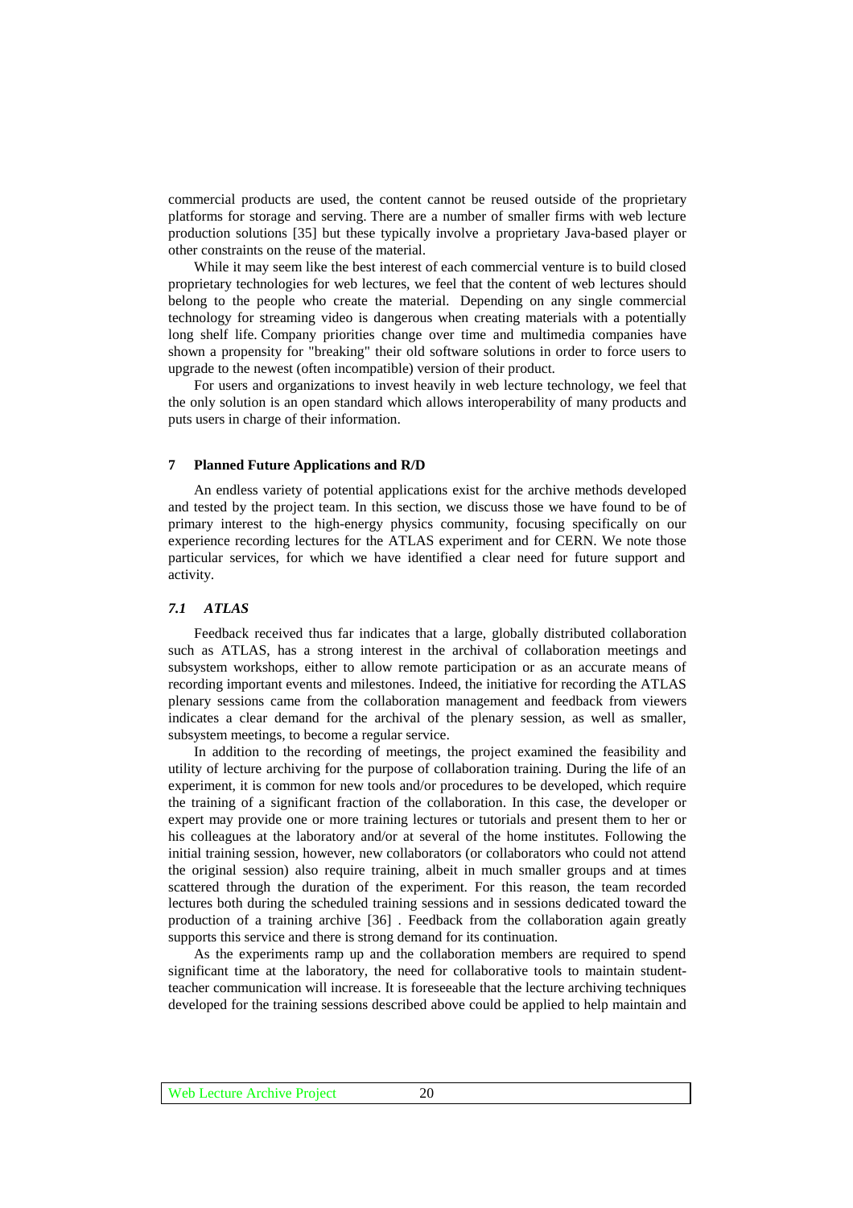commercial products are used, the content cannot be reused outside of the proprietary platforms for storage and serving. There are a number of smaller firms with web lecture production solutions [35] but these typically involve a proprietary Java-based player or other constraints on the reuse of the material.

While it may seem like the best interest of each commercial venture is to build closed proprietary technologies for web lectures, we feel that the content of web lectures should belong to the people who create the material. Depending on any single commercial technology for streaming video is dangerous when creating materials with a potentially long shelf life. Company priorities change over time and multimedia companies have shown a propensity for "breaking" their old software solutions in order to force users to upgrade to the newest (often incompatible) version of their product.

For users and organizations to invest heavily in web lecture technology, we feel that the only solution is an open standard which allows interoperability of many products and puts users in charge of their information.

## 7 Planned Future Applications and R/D

An endless variety of potential applications exist for the archive methods developed and tested by the project team. In this section, we discuss those we have found to be of primary interest to the high-energy physics community, focusing specifically on our experience recording lectures for the ATLAS experiment and for CERN. We note those particular services, for which we have identified a clear need for future support and activity.

### *7.1 ATLAS*

Feedback received thus far indicates that a large, globally distributed collaboration such as ATLAS, has a strong interest in the archival of collaboration meetings and subsystem workshops, either to allow remote participation or as an accurate means of recording important events and milestones. Indeed, the initiative for recording the ATLAS plenary sessions came from the collaboration management and feedback from viewers indicates a clear demand for the archival of the plenary session, as well as smaller, subsystem meetings, to become a regular service.

In addition to the recording of meetings, the project examined the feasibility and utility of lecture archiving for the purpose of collaboration training. During the life of an experiment, it is common for new tools and/or procedures to be developed, which require the training of a significant fraction of the collaboration. In this case, the developer or expert may provide one or more training lectures or tutorials and present them to her or his colleagues at the laboratory and/or at several of the home institutes. Following the initial training session, however, new collaborators (or collaborators who could not attend the original session) also require training, albeit in much smaller groups and at times scattered through the duration of the experiment. For this reason, the team recorded lectures both during the scheduled training sessions and in sessions dedicated toward the production of a training archive [36] . Feedback from the collaboration again greatly supports this service and there is strong demand for its continuation.

As the experiments ramp up and the collaboration members are required to spend significant time at the laboratory, the need for collaborative tools to maintain student-teacher communication will increase. It is foreseeable that the lecture archiving techniques developed for the training sessions described above could be applied to help maintain and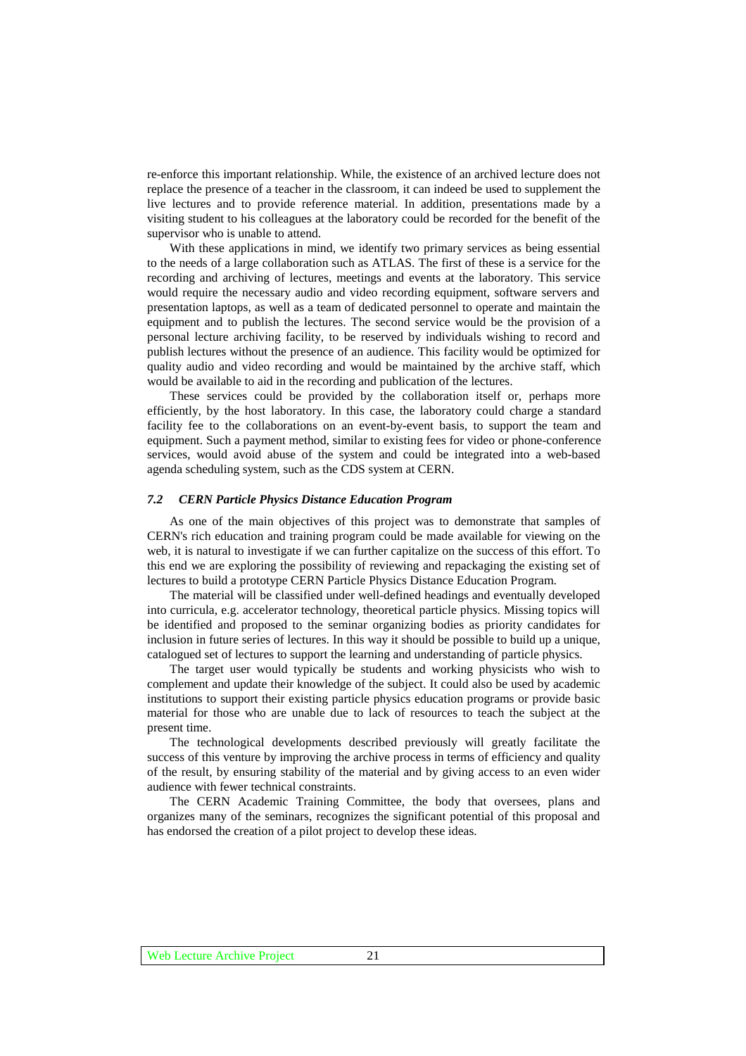re-enforce this important relationship. While, the existence of an archived lecture does not replace the presence of a teacher in the classroom, it can indeed be used to supplement the live lectures and to provide reference material. In addition, presentations made by a visiting student to his colleagues at the laboratory could be recorded for the benefit of the supervisor who is unable to attend.

With these applications in mind, we identify two primary services as being essential to the needs of a large collaboration such as ATLAS. The first of these is a service for the recording and archiving of lectures, meetings and events at the laboratory. This service would require the necessary audio and video recording equipment, software servers and presentation laptops, as well as a team of dedicated personnel to operate and maintain the equipment and to publish the lectures. The second service would be the provision of a personal lecture archiving facility, to be reserved by individuals wishing to record and publish lectures without the presence of an audience. This facility would be optimized for quality audio and video recording and would be maintained by the archive staff, which would be available to aid in the recording and publication of the lectures.

These services could be provided by the collaboration itself or, perhaps more efficiently, by the host laboratory. In this case, the laboratory could charge a standard facility fee to the collaborations on an event-by-event basis, to support the team and equipment. Such a payment method, similar to existing fees for video or phone-conference services, would avoid abuse of the system and could be integrated into a web-based agenda scheduling system, such as the CDS system at CERN.

### *7.2 CERN Particle Physics Distance Education Program*

As one of the main objectives of this project was to demonstrate that samples of CERN's rich education and training program could be made available for viewing on the web, it is natural to investigate if we can further capitalize on the success of this effort. To this end we are exploring the possibility of reviewing and repackaging the existing set of lectures to build a prototype CERN Particle Physics Distance Education Program.

The material will be classified under well-defined headings and eventually developed into curricula, e.g. accelerator technology, theoretical particle physics. Missing topics will be identified and proposed to the seminar organizing bodies as priority candidates for inclusion in future series of lectures. In this way it should be possible to build up a unique, catalogued set of lectures to support the learning and understanding of particle physics.

The target user would typically be students and working physicists who wish to complement and update their knowledge of the subject. It could also be used by academic institutions to support their existing particle physics education programs or provide basic material for those who are unable due to lack of resources to teach the subject at the present time.

The technological developments described previously will greatly facilitate the success of this venture by improving the archive process in terms of efficiency and quality of the result, by ensuring stability of the material and by giving access to an even wider audience with fewer technical constraints.

The CERN Academic Training Committee, the body that oversees, plans and organizes many of the seminars, recognizes the significant potential of this proposal and has endorsed the creation of a pilot project to develop these ideas.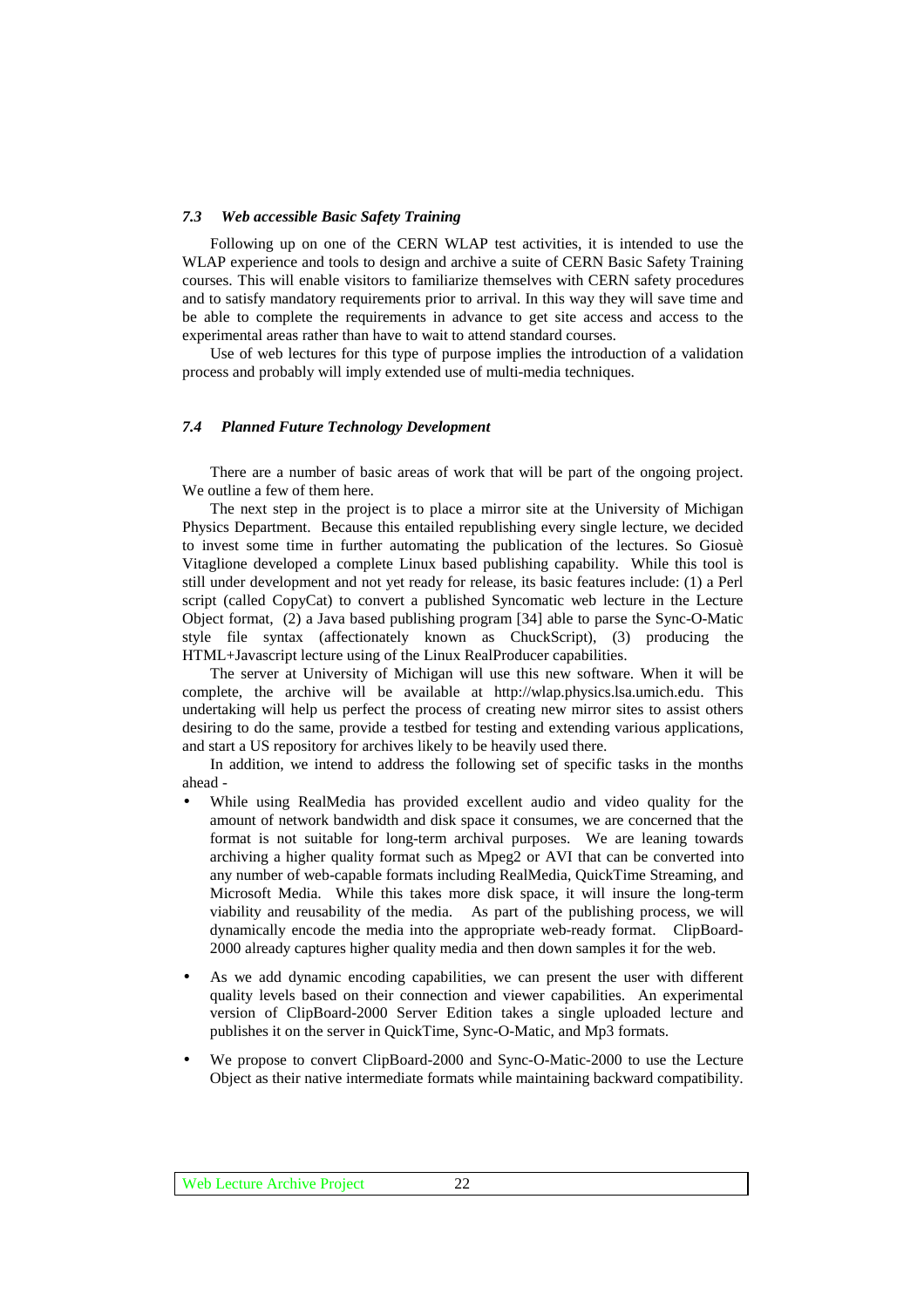### *7.3 Web accessible Basic Safety Training*

Following up on one of the CERN WLAP test activities, it is intended to use the WLAP experience and tools to design and archive a suite of CERN Basic Safety Training courses. This will enable visitors to familiarize themselves with CERN safety procedures and to satisfy mandatory requirements prior to arrival. In this way they will save time and be able to complete the requirements in advance to get site access and access to the experimental areas rather than have to wait to attend standard courses.

Use of web lectures for this type of purpose implies the introduction of a validation process and probably will imply extended use of multi-media techniques.

### *7.4 Planned Future Technology Development*

There are a number of basic areas of work that will be part of the ongoing project. We outline a few of them here.

The next step in the project is to place a mirror site at the University of Michigan Physics Department. Because this entailed republishing every single lecture, we decided to invest some time in further automating the publication of the lectures. So Giosuè Vitaglione developed a complete Linux based publishing capability. While this tool is still under development and not yet ready for release, its basic features include: (1) a Perl script (called CopyCat) to convert a published Syncomatic web lecture in the Lecture Object format, (2) a Java based publishing program [34] able to parse the Sync-O-Matic style file syntax (affectionately known as ChuckScript), (3) producing the HTML+Javascript lecture using of the Linux RealProducer capabilities.

The server at University of Michigan will use this new software. When it will be complete, the archive will be available at http://wlap.physics.lsa.umich.edu. This undertaking will help us perfect the process of creating new mirror sites to assist others desiring to do the same, provide a testbed for testing and extending various applications, and start a US repository for archives likely to be heavily used there.

In addition, we intend to address the following set of specific tasks in the months ahead -

- While using RealMedia has provided excellent audio and video quality for the amount of network bandwidth and disk space it consumes, we are concerned that the format is not suitable for long-term archival purposes. We are leaning towards archiving a higher quality format such as Mpeg2 or AVI that can be converted into any number of web-capable formats including RealMedia, QuickTime Streaming, and Microsoft Media. While this takes more disk space, it will insure the long-term viability and reusability of the media. As part of the publishing process, we will dynamically encode the media into the appropriate web-ready format. ClipBoard-2000 already captures higher quality media and then down samples it for the web.

- As we add dynamic encoding capabilities, we can present the user with different quality levels based on their connection and viewer capabilities. An experimental version of ClipBoard-2000 Server Edition takes a single uploaded lecture and publishes it on the server in QuickTime, Sync-O-Matic, and Mp3 formats.

- We propose to convert ClipBoard-2000 and Sync-O-Matic-2000 to use the Lecture Object as their native intermediate formats while maintaining backward compatibility.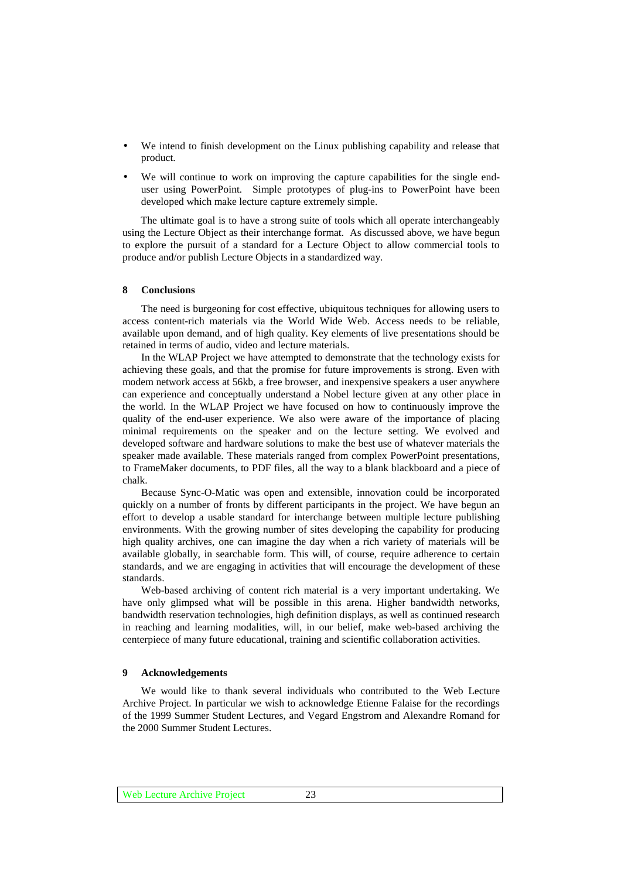- We intend to finish development on the Linux publishing capability and release that product.
- We will continue to work on improving the capture capabilities for the single end-user using PowerPoint. Simple prototypes of plug-ins to PowerPoint have been developed which make lecture capture extremely simple.

The ultimate goal is to have a strong suite of tools which all operate interchangeably using the Lecture Object as their interchange format. As discussed above, we have begun to explore the pursuit of a standard for a Lecture Object to allow commercial tools to produce and/or publish Lecture Objects in a standardized way.

## 8 Conclusions

The need is burgeoning for cost effective, ubiquitous techniques for allowing users to access content-rich materials via the World Wide Web. Access needs to be reliable, available upon demand, and of high quality. Key elements of live presentations should be retained in terms of audio, video and lecture materials.

In the WLAP Project we have attempted to demonstrate that the technology exists for achieving these goals, and that the promise for future improvements is strong. Even with modem network access at 56kb, a free browser, and inexpensive speakers a user anywhere can experience and conceptually understand a Nobel lecture given at any other place in the world. In the WLAP Project we have focused on how to continuously improve the quality of the end-user experience. We also were aware of the importance of placing minimal requirements on the speaker and on the lecture setting. We evolved and developed software and hardware solutions to make the best use of whatever materials the speaker made available. These materials ranged from complex PowerPoint presentations, to FrameMaker documents, to PDF files, all the way to a blank blackboard and a piece of chalk.

Because Sync-O-Matic was open and extensible, innovation could be incorporated quickly on a number of fronts by different participants in the project. We have begun an effort to develop a usable standard for interchange between multiple lecture publishing environments. With the growing number of sites developing the capability for producing high quality archives, one can imagine the day when a rich variety of materials will be available globally, in searchable form. This will, of course, require adherence to certain standards, and we are engaging in activities that will encourage the development of these standards.

Web-based archiving of content rich material is a very important undertaking. We have only glimpsed what will be possible in this arena. Higher bandwidth networks, bandwidth reservation technologies, high definition displays, as well as continued research in reaching and learning modalities, will, in our belief, make web-based archiving the centerpiece of many future educational, training and scientific collaboration activities.

## 9 Acknowledgements

We would like to thank several individuals who contributed to the Web Lecture Archive Project. In particular we wish to acknowledge Etienne Falaise for the recordings of the 1999 Summer Student Lectures, and Vegard Engstrom and Alexandre Romand for the 2000 Summer Student Lectures.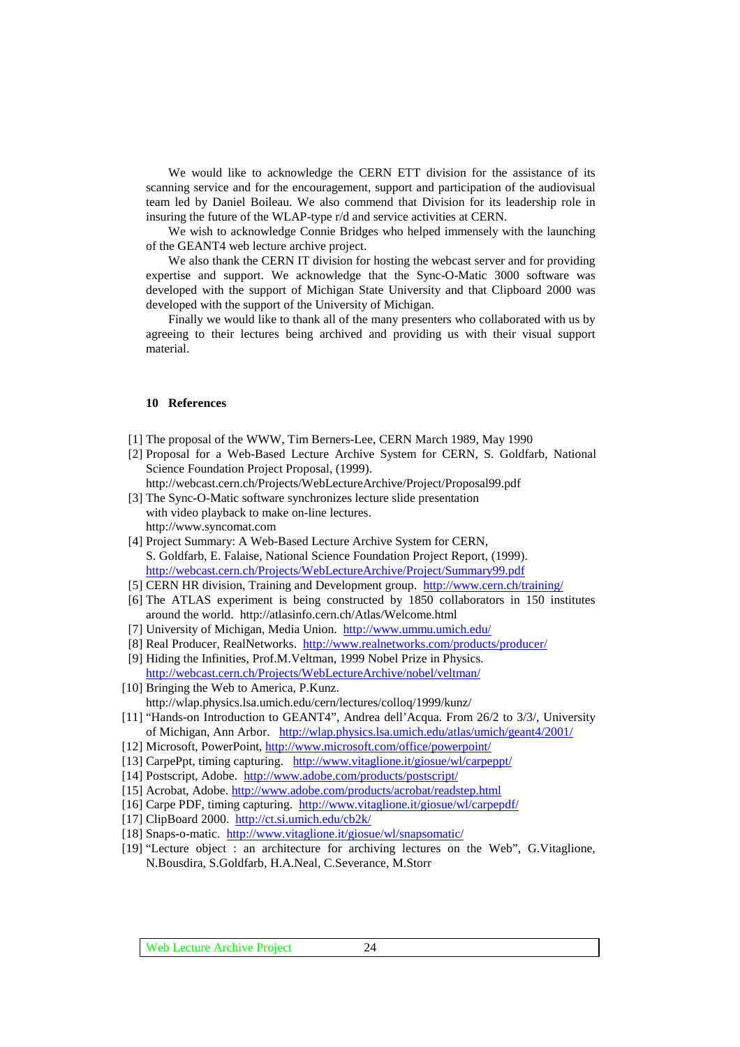We would like to acknowledge the CERN ETT division for the assistance of its scanning service and for the encouragement, support and participation of the audiovisual team led by Daniel Boileau. We also commend that Division for its leadership role in insuring the future of the WLAP-type r/d and service activities at CERN.

We wish to acknowledge Connie Bridges who helped immensely with the launching of the GEANT4 web lecture archive project.

We also thank the CERN IT division for hosting the webcast server and for providing expertise and support. We acknowledge that the Sync-O-Matic 3000 software was developed with the support of Michigan State University and that Clipboard 2000 was developed with the support of the University of Michigan.

Finally we would like to thank all of the many presenters who collaborated with us by agreeing to their lectures being archived and providing us with their visual support material.

## 10 References

[1] The proposal of the WWW, Tim Berners-Lee, CERN March 1989, May 1990

[2] Proposal for a Web-Based Lecture Archive System for CERN, S. Goldfarb, National Science Foundation Project Proposal, (1999). http://webcast.cern.ch/Projects/WebLectureArchive/Project/Proposal99.pdf

[3] The Sync-O-Matic software synchronizes lecture slide presentation with video playback to make on-line lectures. http://www.syncomat.com

[4] Project Summary: A Web-Based Lecture Archive System for CERN, S. Goldfarb, E. Falaise, National Science Foundation Project Report, (1999). http://webcast.cern.ch/Projects/WebLectureArchive/Project/Summary99.pdf

[5] CERN HR division, Training and Development group. http://www.cern.ch/training/

[6] The ATLAS experiment is being constructed by 1850 collaborators in 150 institutes around the world. http://atlasinfo.cern.ch/Atlas/Welcome.html

[7] University of Michigan, Media Union. http://www.ummu.umich.edu/

[8] Real Producer, RealNetworks. http://www.realnetworks.com/products/producer/

[9] Hiding the Infinities, Prof.M.Veltman, 1999 Nobel Prize in Physics. http://webcast.cern.ch/Projects/WebLectureArchive/nobel/veltman/

[10] Bringing the Web to America, P.Kunz. http://wlap.physics.lsa.umich.edu/cern/lectures/colloq/1999/kunz/

[11] "Hands-on Introduction to GEANT4", Andrea dell'Acqua. From 26/2 to 3/3/, University of Michigan, Ann Arbor. http://wlap.physics.lsa.umich.edu/atlas/umich/geant4/2001/

[12] Microsoft, PowerPoint, http://www.microsoft.com/office/powerpoint/

[13] CarpePpt, timing capturing. http://www.vitaglione.it/giosue/wl/carpeppt/

[14] Postscript, Adobe. http://www.adobe.com/products/postscript/

[15] Acrobat, Adobe. http://www.adobe.com/products/acrobat/readstep.html

[16] Carpe PDF, timing capturing. http://www.vitaglione.it/giosue/wl/carpepdf/

[17] ClipBoard 2000. http://ct.si.umich.edu/cb2k/

[18] Snaps-o-matic. http://www.vitaglione.it/giosue/wl/snapsomatic/

[19] "Lecture object : an architecture for archiving lectures on the Web", G.Vitaglione, N.Bousdira, S.Goldfarb, H.A.Neal, C.Severance, M.Storr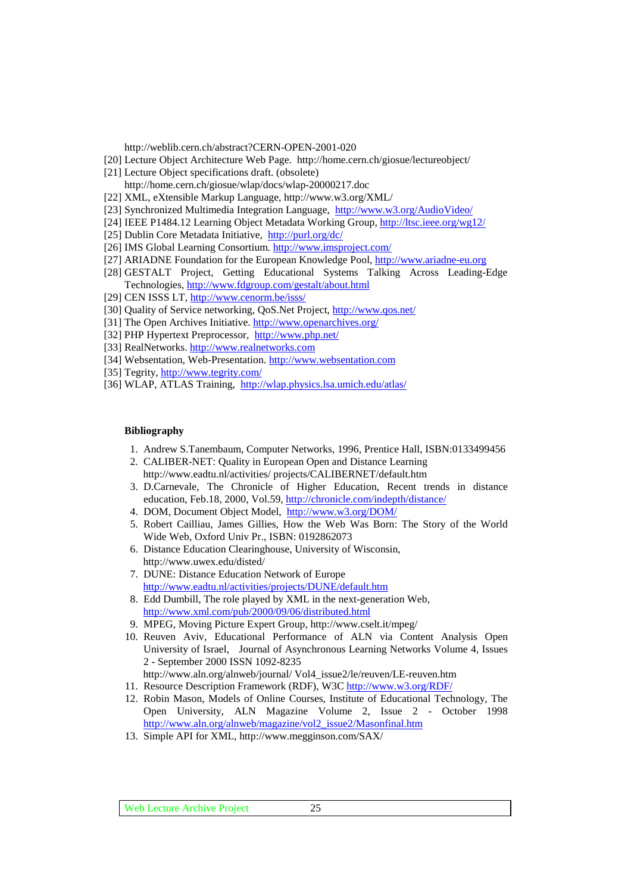http://weblib.cern.ch/abstract?CERN-OPEN-2001-020

[20] Lecture Object Architecture Web Page. http://home.cern.ch/giosue/lectureobject/

[21] Lecture Object specifications draft. (obsolete) http://home.cern.ch/giosue/wlap/docs/wlap-20000217.doc

[22] XML, eXtensible Markup Language, http://www.w3.org/XML/

[23] Synchronized Multimedia Integration Language, http://www.w3.org/AudioVideo/

[24] IEEE P1484.12 Learning Object Metadata Working Group, http://ltsc.ieee.org/wg12/

[25] Dublin Core Metadata Initiative, http://purl.org/dc/

[26] IMS Global Learning Consortium. http://www.imsproject.com/

[27] ARIADNE Foundation for the European Knowledge Pool, http://www.ariadne-eu.org

[28] GESTALT Project, Getting Educational Systems Talking Across Leading-Edge Technologies, http://www.fdgroup.com/gestalt/about.html

[29] CEN ISSS LT, http://www.cenorm.be/isss/

[30] Quality of Service networking, QoS.Net Project, http://www.qos.net/

[31] The Open Archives Initiative. http://www.openarchives.org/

[32] PHP Hypertext Preprocessor, http://www.php.net/

[33] RealNetworks. http://www.realnetworks.com

[34] Websentation, Web-Presentation. http://www.websentation.com

[35] Tegrity, http://www.tegrity.com/

[36] WLAP, ATLAS Training, http://wlap.physics.lsa.umich.edu/atlas/

**Bibliography**

1. Andrew S.Tanembaum, Computer Networks, 1996, Prentice Hall, ISBN:0133499456
2. CALIBER-NET: Quality in European Open and Distance Learning http://www.eadtu.nl/activities/ projects/CALIBERNET/default.htm
3. D.Carnevale, The Chronicle of Higher Education, Recent trends in distance education, Feb.18, 2000, Vol.59, http://chronicle.com/indepth/distance/
4. DOM, Document Object Model, http://www.w3.org/DOM/
5. Robert Cailliau, James Gillies, How the Web Was Born: The Story of the World Wide Web, Oxford Univ Pr., ISBN: 0192862073
6. Distance Education Clearinghouse, University of Wisconsin, http://www.uwex.edu/disted/
7. DUNE: Distance Education Network of Europe http://www.eadtu.nl/activities/projects/DUNE/default.htm
8. Edd Dumbill, The role played by XML in the next-generation Web, http://www.xml.com/pub/2000/09/06/distributed.html
9. MPEG, Moving Picture Expert Group, http://www.cselt.it/mpeg/
10. Reuven Aviv, Educational Performance of ALN via Content Analysis Open University of Israel, Journal of Asynchronous Learning Networks Volume 4, Issues 2 - September 2000 ISSN 1092-8235 http://www.aln.org/alnweb/journal/ Vol4_issue2/le/reuven/LE-reuven.htm
11. Resource Description Framework (RDF), W3C http://www.w3.org/RDF/
12. Robin Mason, Models of Online Courses, Institute of Educational Technology, The Open University, ALN Magazine Volume 2, Issue 2 - October 1998 http://www.aln.org/alnweb/magazine/vol2_issue2/Masonfinal.htm
13. Simple API for XML, http://www.megginson.com/SAX/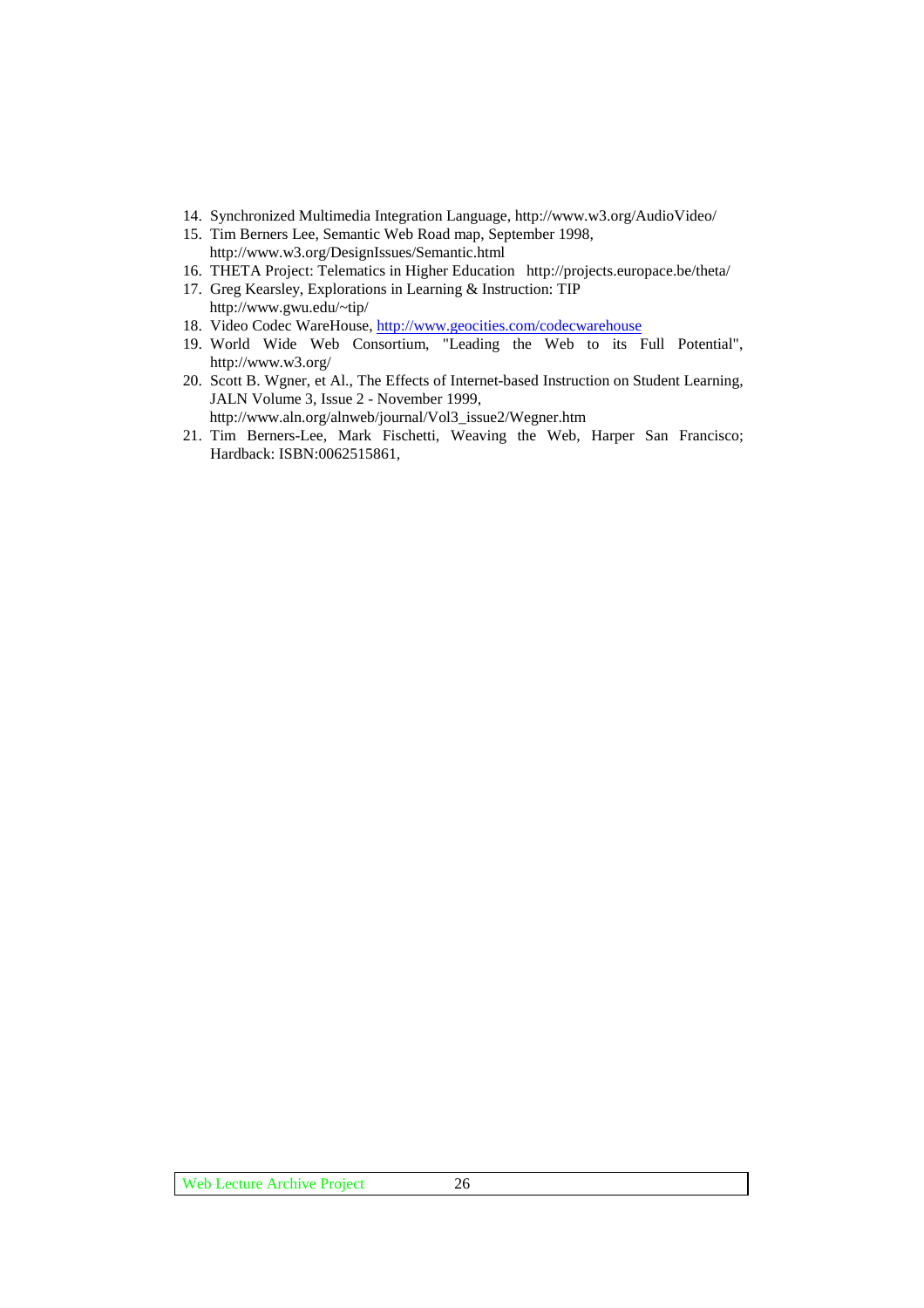14. Synchronized Multimedia Integration Language, http://www.w3.org/AudioVideo/
15. Tim Berners Lee, Semantic Web Road map, September 1998, http://www.w3.org/DesignIssues/Semantic.html
16. THETA Project: Telematics in Higher Education http://projects.europace.be/theta/
17. Greg Kearsley, Explorations in Learning & Instruction: TIP http://www.gwu.edu/~tip/
18. Video Codec WareHouse, http://www.geocities.com/codecwarehouse
19. World Wide Web Consortium, "Leading the Web to its Full Potential", http://www.w3.org/
20. Scott B. Wgner, et Al., The Effects of Internet-based Instruction on Student Learning, JALN Volume 3, Issue 2 - November 1999, http://www.aln.org/alnweb/journal/Vol3_issue2/Wegner.htm
21. Tim Berners-Lee, Mark Fischetti, Weaving the Web, Harper San Francisco; Hardback: ISBN:0062515861,